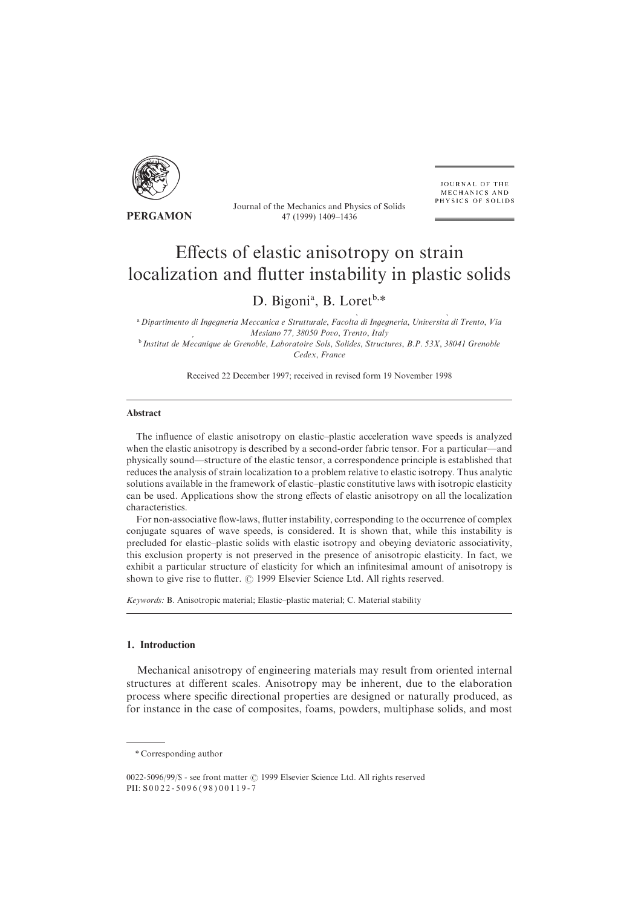# Effects of elastic anisotropy on strain localization and flutter instability in plastic solids

D. Bigoni[a], B. Loret[b,*]

[a] Dipartimento di Ingegneria Meccanica e Strutturale, Facoltà di Ingegneria, Università di Trento, Via Mesiano 77, 38050 Povo, Trento, Italy

[b] Institut de Mécanique de Grenoble, Laboratoire Sols, Solides, Structures, B.P. 53X, 38041 Grenoble Cedex, France

Received 22 December 1997; received in revised form 19 November 1998

## Abstract

The influence of elastic anisotropy on elastic–plastic acceleration wave speeds is analyzed when the elastic anisotropy is described by a second-order fabric tensor. For a particular—and physically sound—structure of the elastic tensor, a correspondence principle is established that reduces the analysis of strain localization to a problem relative to elastic isotropy. Thus analytic solutions available in the framework of elastic–plastic constitutive laws with isotropic elasticity can be used. Applications show the strong effects of elastic anisotropy on all the localization characteristics.

For non-associative flow-laws, flutter instability, corresponding to the occurrence of complex conjugate squares of wave speeds, is considered. It is shown that, while this instability is precluded for elastic–plastic solids with elastic isotropy and obeying deviatoric associativity, this exclusion property is not preserved in the presence of anisotropic elasticity. In fact, we exhibit a particular structure of elasticity for which an infinitesimal amount of anisotropy is shown to give rise to flutter. © 1999 Elsevier Science Ltd. All rights reserved.

*Keywords:* B. Anisotropic material; Elastic–plastic material; C. Material stability

## 1. Introduction

Mechanical anisotropy of engineering materials may result from oriented internal structures at different scales. Anisotropy may be inherent, due to the elaboration process where specific directional properties are designed or naturally produced, as for instance in the case of composites, foams, powders, multiphase solids, and most

---

* Corresponding author

0022-5096/99/$ - see front matter © 1999 Elsevier Science Ltd. All rights reserved
PII: S0022-5096(98)00119-7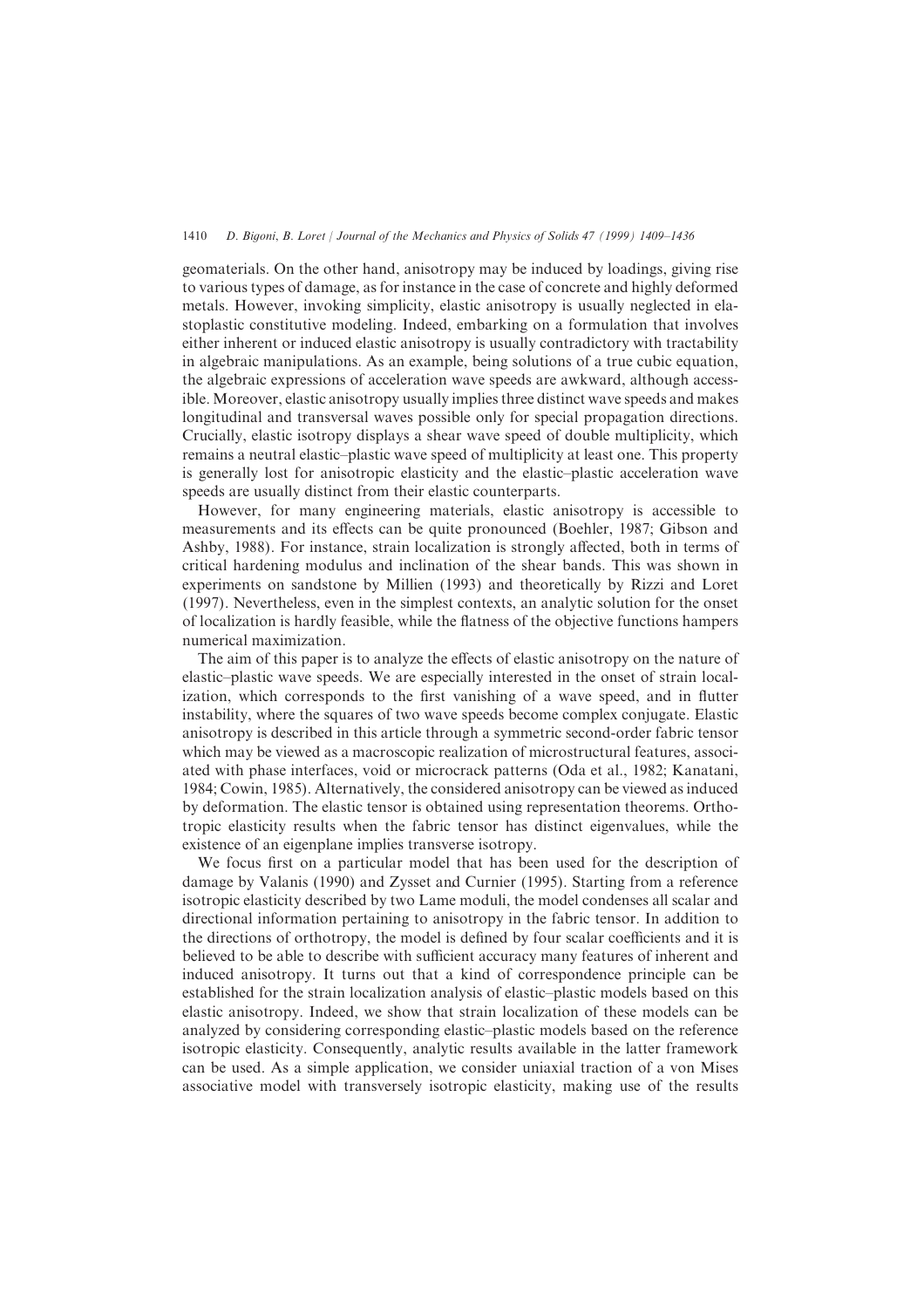geomaterials. On the other hand, anisotropy may be induced by loadings, giving rise to various types of damage, as for instance in the case of concrete and highly deformed metals. However, invoking simplicity, elastic anisotropy is usually neglected in elastoplastic constitutive modeling. Indeed, embarking on a formulation that involves either inherent or induced elastic anisotropy is usually contradictory with tractability in algebraic manipulations. As an example, being solutions of a true cubic equation, the algebraic expressions of acceleration wave speeds are awkward, although accessible. Moreover, elastic anisotropy usually implies three distinct wave speeds and makes longitudinal and transversal waves possible only for special propagation directions. Crucially, elastic isotropy displays a shear wave speed of double multiplicity, which remains a neutral elastic–plastic wave speed of multiplicity at least one. This property is generally lost for anisotropic elasticity and the elastic–plastic acceleration wave speeds are usually distinct from their elastic counterparts.

However, for many engineering materials, elastic anisotropy is accessible to measurements and its effects can be quite pronounced (Boehler, 1987; Gibson and Ashby, 1988). For instance, strain localization is strongly affected, both in terms of critical hardening modulus and inclination of the shear bands. This was shown in experiments on sandstone by Millien (1993) and theoretically by Rizzi and Loret (1997). Nevertheless, even in the simplest contexts, an analytic solution for the onset of localization is hardly feasible, while the flatness of the objective functions hampers numerical maximization.

The aim of this paper is to analyze the effects of elastic anisotropy on the nature of elastic–plastic wave speeds. We are especially interested in the onset of strain localization, which corresponds to the first vanishing of a wave speed, and in flutter instability, where the squares of two wave speeds become complex conjugate. Elastic anisotropy is described in this article through a symmetric second-order fabric tensor which may be viewed as a macroscopic realization of microstructural features, associated with phase interfaces, void or microcrack patterns (Oda et al., 1982; Kanatani, 1984; Cowin, 1985). Alternatively, the considered anisotropy can be viewed as induced by deformation. The elastic tensor is obtained using representation theorems. Orthotropic elasticity results when the fabric tensor has distinct eigenvalues, while the existence of an eigenplane implies transverse isotropy.

We focus first on a particular model that has been used for the description of damage by Valanis (1990) and Zysset and Curnier (1995). Starting from a reference isotropic elasticity described by two Lame moduli, the model condenses all scalar and directional information pertaining to anisotropy in the fabric tensor. In addition to the directions of orthotropy, the model is defined by four scalar coefficients and it is believed to be able to describe with sufficient accuracy many features of inherent and induced anisotropy. It turns out that a kind of correspondence principle can be established for the strain localization analysis of elastic–plastic models based on this elastic anisotropy. Indeed, we show that strain localization of these models can be analyzed by considering corresponding elastic–plastic models based on the reference isotropic elasticity. Consequently, analytic results available in the latter framework can be used. As a simple application, we consider uniaxial traction of a von Mises associative model with transversely isotropic elasticity, making use of the results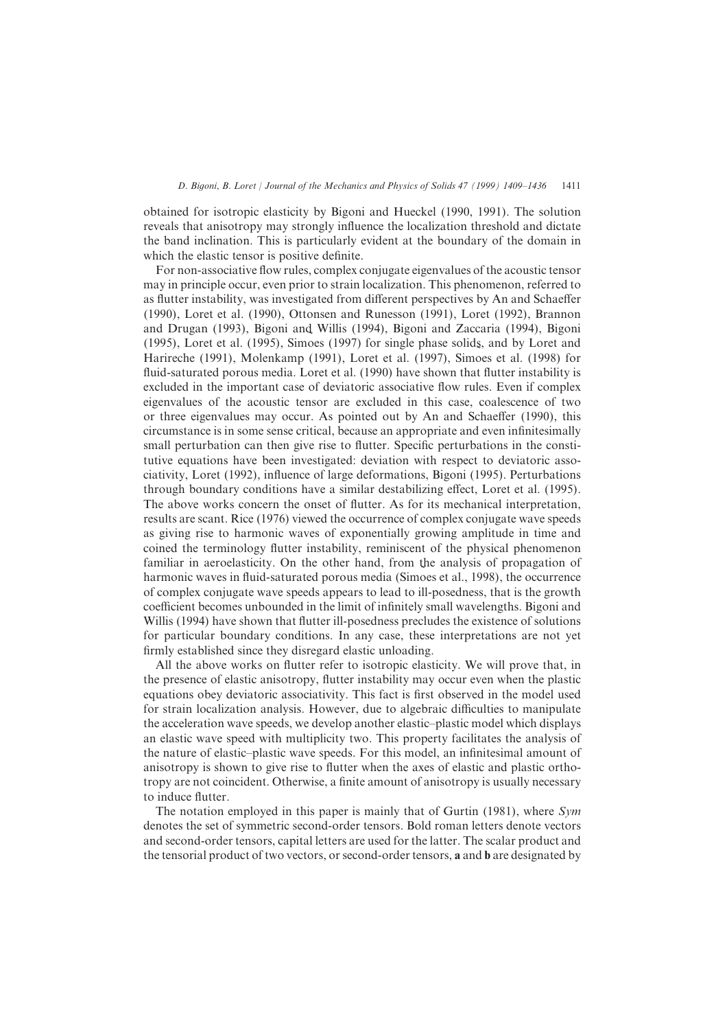obtained for isotropic elasticity by Bigoni and Hueckel (1990, 1991). The solution reveals that anisotropy may strongly influence the localization threshold and dictate the band inclination. This is particularly evident at the boundary of the domain in which the elastic tensor is positive definite.

For non-associative flow rules, complex conjugate eigenvalues of the acoustic tensor may in principle occur, even prior to strain localization. This phenomenon, referred to as flutter instability, was investigated from different perspectives by An and Schaeffer (1990), Loret et al. (1990), Ottonsen and Runesson (1991), Loret (1992), Brannon and Drugan (1993), Bigoni and Willis (1994), Bigoni and Zaccaria (1994), Bigoni (1995), Loret et al. (1995), Simoes (1997) for single phase solids, and by Loret and Harireche (1991), Molenkamp (1991), Loret et al. (1997), Simoes et al. (1998) for fluid-saturated porous media. Loret et al. (1990) have shown that flutter instability is excluded in the important case of deviatoric associative flow rules. Even if complex eigenvalues of the acoustic tensor are excluded in this case, coalescence of two or three eigenvalues may occur. As pointed out by An and Schaeffer (1990), this circumstance is in some sense critical, because an appropriate and even infinitesimally small perturbation can then give rise to flutter. Specific perturbations in the constitutive equations have been investigated: deviation with respect to deviatoric associativity, Loret (1992), influence of large deformations, Bigoni (1995). Perturbations through boundary conditions have a similar destabilizing effect, Loret et al. (1995). The above works concern the onset of flutter. As for its mechanical interpretation, results are scant. Rice (1976) viewed the occurrence of complex conjugate wave speeds as giving rise to harmonic waves of exponentially growing amplitude in time and coined the terminology flutter instability, reminiscent of the physical phenomenon familiar in aeroelasticity. On the other hand, from the analysis of propagation of harmonic waves in fluid-saturated porous media (Simoes et al., 1998), the occurrence of complex conjugate wave speeds appears to lead to ill-posedness, that is the growth coefficient becomes unbounded in the limit of infinitely small wavelengths. Bigoni and Willis (1994) have shown that flutter ill-posedness precludes the existence of solutions for particular boundary conditions. In any case, these interpretations are not yet firmly established since they disregard elastic unloading.

All the above works on flutter refer to isotropic elasticity. We will prove that, in the presence of elastic anisotropy, flutter instability may occur even when the plastic equations obey deviatoric associativity. This fact is first observed in the model used for strain localization analysis. However, due to algebraic difficulties to manipulate the acceleration wave speeds, we develop another elastic–plastic model which displays an elastic wave speed with multiplicity two. This property facilitates the analysis of the nature of elastic–plastic wave speeds. For this model, an infinitesimal amount of anisotropy is shown to give rise to flutter when the axes of elastic and plastic orthotropy are not coincident. Otherwise, a finite amount of anisotropy is usually necessary to induce flutter.

The notation employed in this paper is mainly that of Gurtin (1981), where *Sym* denotes the set of symmetric second-order tensors. Bold roman letters denote vectors and second-order tensors, capital letters are used for the latter. The scalar product and the tensorial product of two vectors, or second-order tensors, **a** and **b** are designated by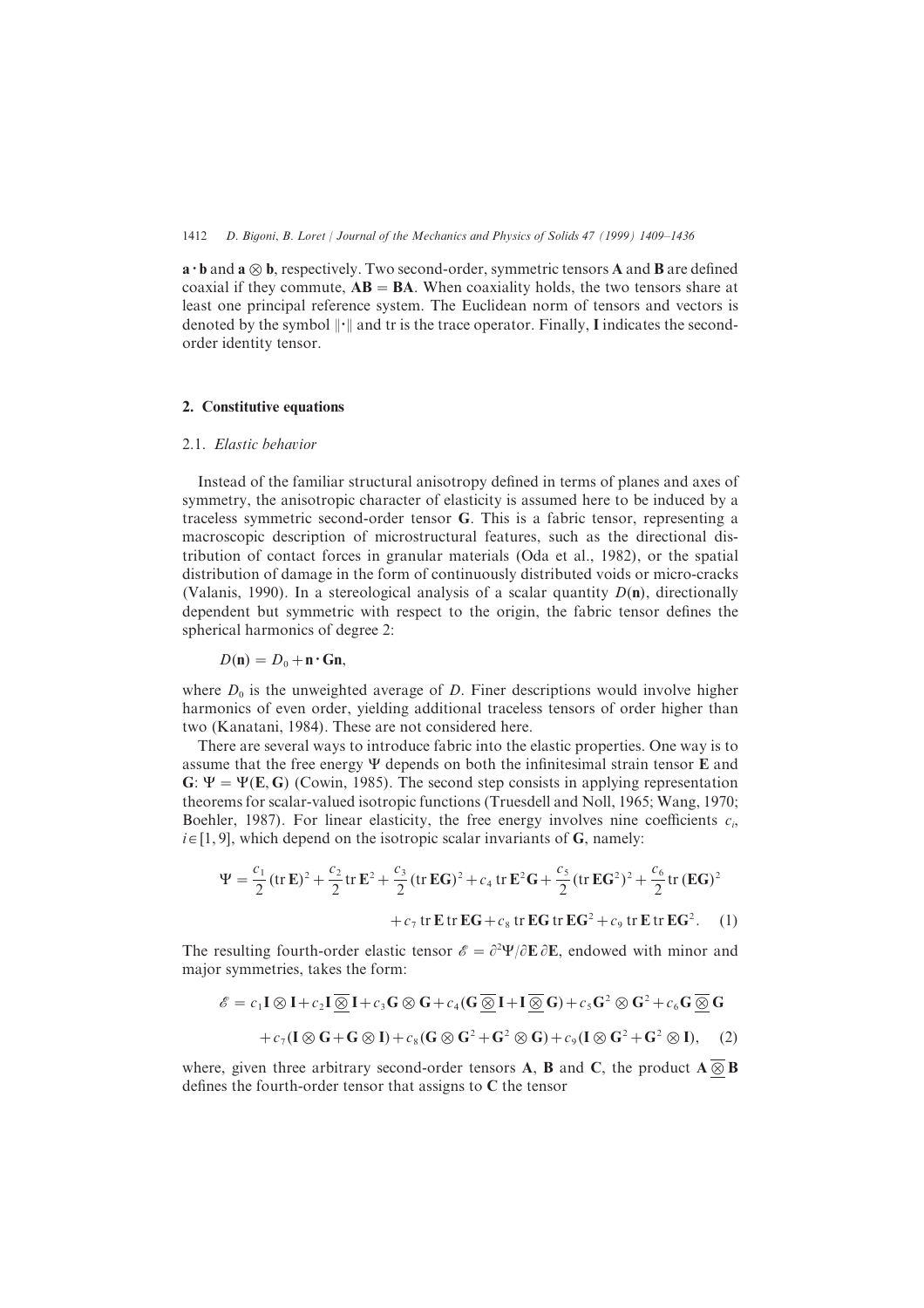$\mathbf{a} \cdot \mathbf{b}$ and $\mathbf{a} \otimes \mathbf{b}$, respectively. Two second-order, symmetric tensors **A** and **B** are defined coaxial if they commute, $\mathbf{AB} = \mathbf{BA}$. When coaxiality holds, the two tensors share at least one principal reference system. The Euclidean norm of tensors and vectors is denoted by the symbol $\|\cdot\|$ and tr is the trace operator. Finally, **I** indicates the second-order identity tensor.

## 2. Constitutive equations

### 2.1. *Elastic behavior*

Instead of the familiar structural anisotropy defined in terms of planes and axes of symmetry, the anisotropic character of elasticity is assumed here to be induced by a traceless symmetric second-order tensor **G**. This is a fabric tensor, representing a macroscopic description of microstructural features, such as the directional distribution of contact forces in granular materials (Oda et al., 1982), or the spatial distribution of damage in the form of continuously distributed voids or micro-cracks (Valanis, 1990). In a stereological analysis of a scalar quantity $D(\mathbf{n})$, directionally dependent but symmetric with respect to the origin, the fabric tensor defines the spherical harmonics of degree 2:

$$D(\mathbf{n}) = D_0 + \mathbf{n} \cdot \mathbf{G}\mathbf{n},$$

where $D_0$ is the unweighted average of $D$. Finer descriptions would involve higher harmonics of even order, yielding additional traceless tensors of order higher than two (Kanatani, 1984). These are not considered here.

There are several ways to introduce fabric into the elastic properties. One way is to assume that the free energy $\Psi$ depends on both the infinitesimal strain tensor **E** and **G**: $\Psi = \Psi(\mathbf{E}, \mathbf{G})$ (Cowin, 1985). The second step consists in applying representation theorems for scalar-valued isotropic functions (Truesdell and Noll, 1965; Wang, 1970; Boehler, 1987). For linear elasticity, the free energy involves nine coefficients $c_i$, $i \in [1, 9]$, which depend on the isotropic scalar invariants of **G**, namely:

$$\Psi = \frac{c_1}{2}(\operatorname{tr}\mathbf{E})^2 + \frac{c_2}{2}\operatorname{tr}\mathbf{E}^2 + \frac{c_3}{2}(\operatorname{tr}\mathbf{EG})^2 + c_4 \operatorname{tr}\mathbf{E}^2\mathbf{G} + \frac{c_5}{2}(\operatorname{tr}\mathbf{EG}^2)^2 + \frac{c_6}{2}\operatorname{tr}(\mathbf{EG})^2$$
$$+ c_7 \operatorname{tr}\mathbf{E} \operatorname{tr}\mathbf{EG} + c_8 \operatorname{tr}\mathbf{EG} \operatorname{tr}\mathbf{EG}^2 + c_9 \operatorname{tr}\mathbf{E} \operatorname{tr}\mathbf{EG}^2. \quad (1)$$

The resulting fourth-order elastic tensor $\mathscr{E} = \partial^2\Psi/\partial\mathbf{E}\,\partial\mathbf{E}$, endowed with minor and major symmetries, takes the form:

$$\mathscr{E} = c_1 \mathbf{I} \otimes \mathbf{I} + c_2 \mathbf{I} \,\overline{\underline{\otimes}}\, \mathbf{I} + c_3 \mathbf{G} \otimes \mathbf{G} + c_4(\mathbf{G} \,\overline{\underline{\otimes}}\, \mathbf{I} + \mathbf{I} \,\overline{\underline{\otimes}}\, \mathbf{G}) + c_5 \mathbf{G}^2 \otimes \mathbf{G}^2 + c_6 \mathbf{G} \,\overline{\underline{\otimes}}\, \mathbf{G}$$
$$+ c_7(\mathbf{I} \otimes \mathbf{G} + \mathbf{G} \otimes \mathbf{I}) + c_8(\mathbf{G} \otimes \mathbf{G}^2 + \mathbf{G}^2 \otimes \mathbf{G}) + c_9(\mathbf{I} \otimes \mathbf{G}^2 + \mathbf{G}^2 \otimes \mathbf{I}), \quad (2)$$

where, given three arbitrary second-order tensors **A**, **B** and **C**, the product $\mathbf{A} \,\overline{\underline{\otimes}}\, \mathbf{B}$ defines the fourth-order tensor that assigns to **C** the tensor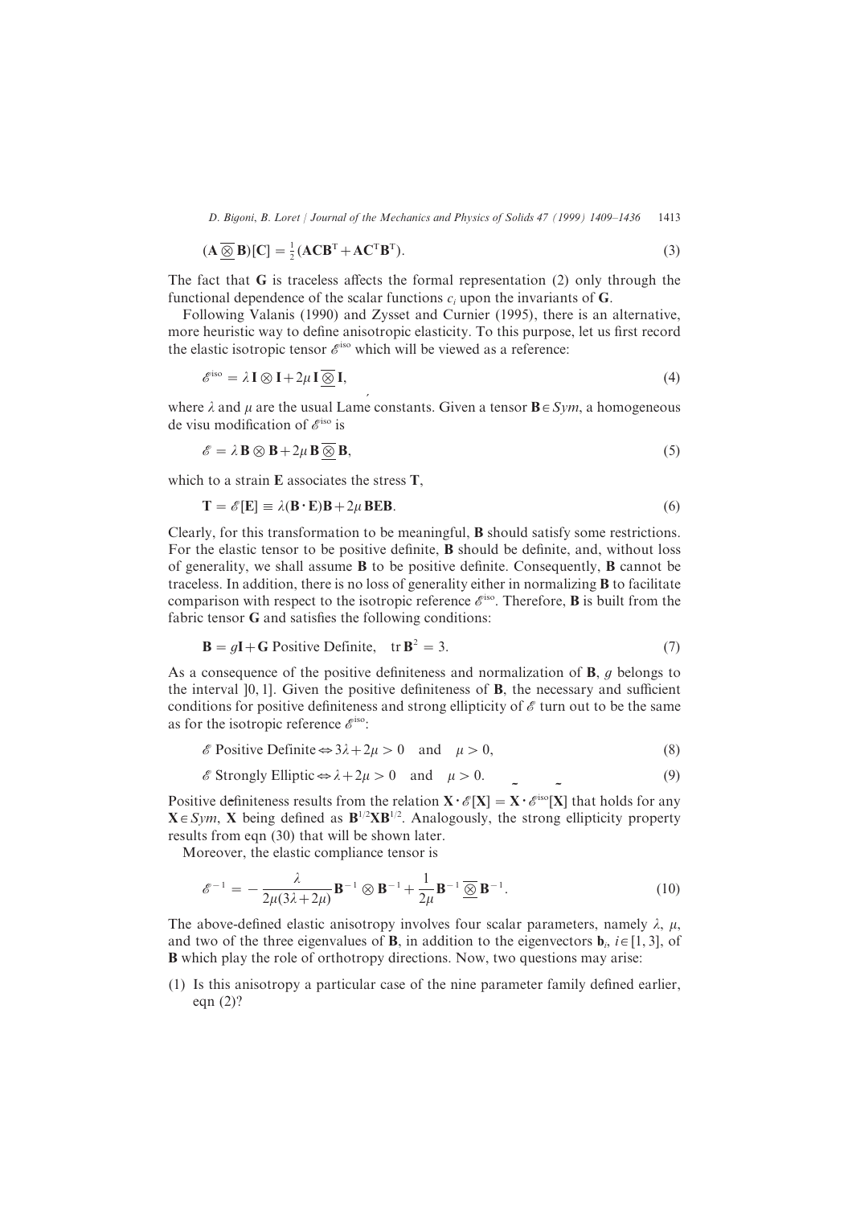$$(\mathbf{A} \,\overline{\underline{\otimes}}\, \mathbf{B})[\mathbf{C}] = \tfrac{1}{2}(\mathbf{A}\mathbf{C}\mathbf{B}^{\mathrm{T}} + \mathbf{A}\mathbf{C}^{\mathrm{T}}\mathbf{B}^{\mathrm{T}}). \tag{3}$$

The fact that $\mathbf{G}$ is traceless affects the formal representation (2) only through the functional dependence of the scalar functions $c_i$ upon the invariants of $\mathbf{G}$.

Following Valanis (1990) and Zysset and Curnier (1995), there is an alternative, more heuristic way to define anisotropic elasticity. To this purpose, let us first record the elastic isotropic tensor $\mathscr{E}^{\mathrm{iso}}$ which will be viewed as a reference:

$$\mathscr{E}^{\mathrm{iso}} = \lambda\, \mathbf{I} \otimes \mathbf{I} + 2\mu\, \mathbf{I} \,\overline{\underline{\otimes}}\, \mathbf{I}, \tag{4}$$

where $\lambda$ and $\mu$ are the usual Lamé constants. Given a tensor $\mathbf{B} \in Sym$, a homogeneous de visu modification of $\mathscr{E}^{\mathrm{iso}}$ is

$$\mathscr{E} = \lambda\, \mathbf{B} \otimes \mathbf{B} + 2\mu\, \mathbf{B} \,\overline{\underline{\otimes}}\, \mathbf{B}, \tag{5}$$

which to a strain $\mathbf{E}$ associates the stress $\mathbf{T}$,

$$\mathbf{T} = \mathscr{E}[\mathbf{E}] \equiv \lambda(\mathbf{B} \cdot \mathbf{E})\mathbf{B} + 2\mu\, \mathbf{B}\mathbf{E}\mathbf{B}. \tag{6}$$

Clearly, for this transformation to be meaningful, $\mathbf{B}$ should satisfy some restrictions. For the elastic tensor to be positive definite, $\mathbf{B}$ should be definite, and, without loss of generality, we shall assume $\mathbf{B}$ to be positive definite. Consequently, $\mathbf{B}$ cannot be traceless. In addition, there is no loss of generality either in normalizing $\mathbf{B}$ to facilitate comparison with respect to the isotropic reference $\mathscr{E}^{\mathrm{iso}}$. Therefore, $\mathbf{B}$ is built from the fabric tensor $\mathbf{G}$ and satisfies the following conditions:

$$\mathbf{B} = g\mathbf{I} + \mathbf{G} \text{ Positive Definite}, \quad \operatorname{tr} \mathbf{B}^2 = 3. \tag{7}$$

As a consequence of the positive definiteness and normalization of $\mathbf{B}$, $g$ belongs to the interval $]0, 1]$. Given the positive definiteness of $\mathbf{B}$, the necessary and sufficient conditions for positive definiteness and strong ellipticity of $\mathscr{E}$ turn out to be the same as for the isotropic reference $\mathscr{E}^{\mathrm{iso}}$:

$$\mathscr{E} \text{ Positive Definite} \Leftrightarrow 3\lambda + 2\mu > 0 \quad \text{and} \quad \mu > 0, \tag{8}$$

$$\mathscr{E} \text{ Strongly Elliptic} \Leftrightarrow \lambda + 2\mu > 0 \quad \text{and} \quad \mu > 0. \tag{9}$$

Positive definiteness results from the relation $\mathbf{X} \cdot \mathscr{E}[\mathbf{X}] = \tilde{\mathbf{X}} \cdot \mathscr{E}^{\mathrm{iso}}[\tilde{\mathbf{X}}]$ that holds for any $\mathbf{X} \in Sym$, $\tilde{\mathbf{X}}$ being defined as $\mathbf{B}^{1/2}\mathbf{X}\mathbf{B}^{1/2}$. Analogously, the strong ellipticity property results from eqn (30) that will be shown later.

Moreover, the elastic compliance tensor is

$$\mathscr{E}^{-1} = -\frac{\lambda}{2\mu(3\lambda + 2\mu)} \mathbf{B}^{-1} \otimes \mathbf{B}^{-1} + \frac{1}{2\mu} \mathbf{B}^{-1} \,\overline{\underline{\otimes}}\, \mathbf{B}^{-1}. \tag{10}$$

The above-defined elastic anisotropy involves four scalar parameters, namely $\lambda$, $\mu$, and two of the three eigenvalues of $\mathbf{B}$, in addition to the eigenvectors $\mathbf{b}_i$, $i \in [1, 3]$, of $\mathbf{B}$ which play the role of orthotropy directions. Now, two questions may arise:

(1) Is this anisotropy a particular case of the nine parameter family defined earlier, eqn (2)?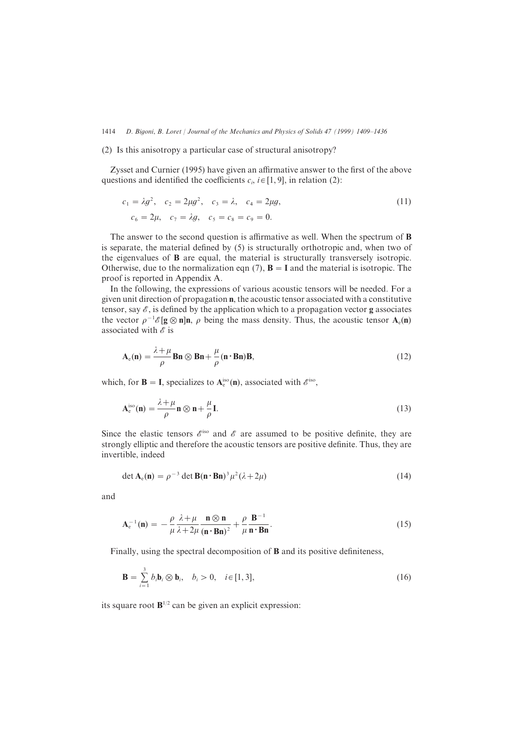(2) Is this anisotropy a particular case of structural anisotropy?

Zysset and Curnier (1995) have given an affirmative answer to the first of the above questions and identified the coefficients $c_i$, $i \in [1, 9]$, in relation (2):

$$
\begin{aligned}
&c_1 = \lambda g^2, \quad c_2 = 2\mu g^2, \quad c_3 = \lambda, \quad c_4 = 2\mu g, \\
&c_6 = 2\mu, \quad c_7 = \lambda g, \quad c_5 = c_8 = c_9 = 0.
\end{aligned}
\tag{11}
$$

The answer to the second question is affirmative as well. When the spectrum of $\mathbf{B}$ is separate, the material defined by (5) is structurally orthotropic and, when two of the eigenvalues of $\mathbf{B}$ are equal, the material is structurally transversely isotropic. Otherwise, due to the normalization eqn (7), $\mathbf{B} = \mathbf{I}$ and the material is isotropic. The proof is reported in Appendix A.

In the following, the expressions of various acoustic tensors will be needed. For a given unit direction of propagation $\mathbf{n}$, the acoustic tensor associated with a constitutive tensor, say $\mathscr{E}$, is defined by the application which to a propagation vector $\mathbf{g}$ associates the vector $\rho^{-1}\mathscr{E}[\mathbf{g} \otimes \mathbf{n}]\mathbf{n}$, $\rho$ being the mass density. Thus, the acoustic tensor $\mathbf{A}_e(\mathbf{n})$ associated with $\mathscr{E}$ is

$$
\mathbf{A}_e(\mathbf{n}) = \frac{\lambda + \mu}{\rho} \mathbf{Bn} \otimes \mathbf{Bn} + \frac{\mu}{\rho} (\mathbf{n} \cdot \mathbf{Bn}) \mathbf{B},
\tag{12}
$$

which, for $\mathbf{B} = \mathbf{I}$, specializes to $\mathbf{A}_e^{\text{iso}}(\mathbf{n})$, associated with $\mathscr{E}^{\text{iso}}$,

$$
\mathbf{A}_e^{\text{iso}}(\mathbf{n}) = \frac{\lambda + \mu}{\rho} \mathbf{n} \otimes \mathbf{n} + \frac{\mu}{\rho} \mathbf{I}.
\tag{13}
$$

Since the elastic tensors $\mathscr{E}^{\text{iso}}$ and $\mathscr{E}$ are assumed to be positive definite, they are strongly elliptic and therefore the acoustic tensors are positive definite. Thus, they are invertible, indeed

$$
\det \mathbf{A}_e(\mathbf{n}) = \rho^{-3} \det \mathbf{B} (\mathbf{n} \cdot \mathbf{Bn})^3 \mu^2 (\lambda + 2\mu)
\tag{14}
$$

and

$$
\mathbf{A}_e^{-1}(\mathbf{n}) = -\frac{\rho}{\mu} \frac{\lambda + \mu}{\lambda + 2\mu} \frac{\mathbf{n} \otimes \mathbf{n}}{(\mathbf{n} \cdot \mathbf{Bn})^2} + \frac{\rho}{\mu} \frac{\mathbf{B}^{-1}}{\mathbf{n} \cdot \mathbf{Bn}}.
\tag{15}
$$

Finally, using the spectral decomposition of $\mathbf{B}$ and its positive definiteness,

$$
\mathbf{B} = \sum_{i=1}^{3} b_i \mathbf{b}_i \otimes \mathbf{b}_i, \quad b_i > 0, \quad i \in [1, 3],
\tag{16}
$$

its square root $\mathbf{B}^{1/2}$ can be given an explicit expression: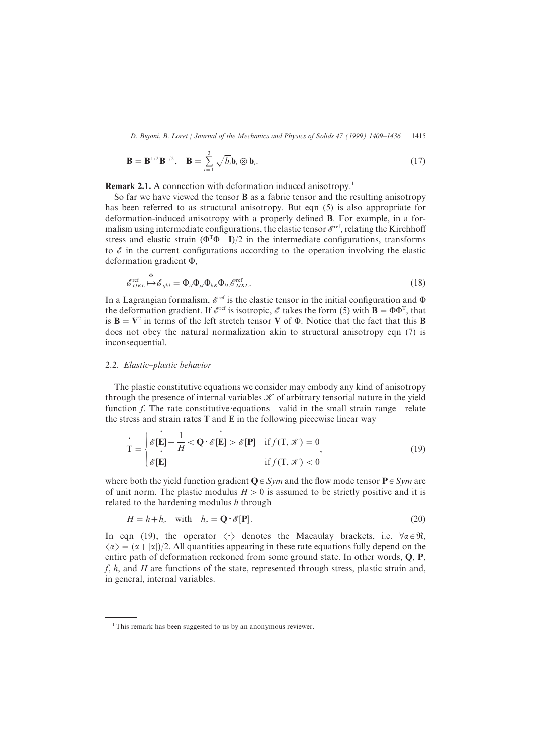$$\mathbf{B} = \mathbf{B}^{1/2}\mathbf{B}^{1/2}, \quad \mathbf{B} = \sum_{i=1}^{3} \sqrt{b_i}\mathbf{b}_i \otimes \mathbf{b}_i. \tag{17}$$

**Remark 2.1.** A connection with deformation induced anisotropy.[1]

So far we have viewed the tensor $\mathbf{B}$ as a fabric tensor and the resulting anisotropy has been referred to as structural anisotropy. But eqn (5) is also appropriate for deformation-induced anisotropy with a properly defined $\mathbf{B}$. For example, in a formalism using intermediate configurations, the elastic tensor $\mathscr{E}^{\text{ref}}$, relating the Kirchhoff stress and elastic strain $(\Phi^{\mathrm{T}}\Phi - \mathbf{I})/2$ in the intermediate configurations, transforms to $\mathscr{E}$ in the current configurations according to the operation involving the elastic deformation gradient $\Phi$,

$$\mathscr{E}^{\text{ref}}_{IJKL} \overset{\Phi}{\mapsto} \mathscr{E}_{ijkl} = \Phi_{iI}\Phi_{jJ}\Phi_{kK}\Phi_{lL}\mathscr{E}^{\text{ref}}_{IJKL}. \tag{18}$$

In a Lagrangian formalism, $\mathscr{E}^{\text{ref}}$ is the elastic tensor in the initial configuration and $\Phi$ the deformation gradient. If $\mathscr{E}^{\text{ref}}$ is isotropic, $\mathscr{E}$ takes the form (5) with $\mathbf{B} = \Phi\Phi^{\mathrm{T}}$, that is $\mathbf{B} = \mathbf{V}^2$ in terms of the left stretch tensor $\mathbf{V}$ of $\Phi$. Notice that the fact that this $\mathbf{B}$ does not obey the natural normalization akin to structural anisotropy eqn (7) is inconsequential.

### 2.2. *Elastic–plastic behavior*

The plastic constitutive equations we consider may embody any kind of anisotropy through the presence of internal variables $\mathscr{K}$ of arbitrary tensorial nature in the yield function $f$. The rate constitutive equations—valid in the small strain range—relate the stress and strain rates $\mathbf{T}$ and $\mathbf{E}$ in the following piecewise linear way

$$\dot{\mathbf{T}} = \begin{cases} \mathscr{E}[\dot{\mathbf{E}}] - \dfrac{1}{H} < \mathbf{Q} \cdot \mathscr{E}[\dot{\mathbf{E}}] > \mathscr{E}[\mathbf{P}] & \text{if } f(\mathbf{T}, \mathscr{K}) = 0 \\ \mathscr{E}[\dot{\mathbf{E}}] & \text{if } f(\mathbf{T}, \mathscr{K}) < 0 \end{cases}, \tag{19}$$

where both the yield function gradient $\mathbf{Q} \in Sym$ and the flow mode tensor $\mathbf{P} \in Sym$ are of unit norm. The plastic modulus $H > 0$ is assumed to be strictly positive and it is related to the hardening modulus $h$ through

$$H = h + h_e \quad \text{with} \quad h_e = \mathbf{Q} \cdot \mathscr{E}[\mathbf{P}]. \tag{20}$$

In eqn (19), the operator $\langle \cdot \rangle$ denotes the Macaulay brackets, i.e. $\forall \alpha \in \Re$, $\langle \alpha \rangle = (\alpha + |\alpha|)/2$. All quantities appearing in these rate equations fully depend on the entire path of deformation reckoned from some ground state. In other words, $\mathbf{Q}$, $\mathbf{P}$, $f$, $h$, and $H$ are functions of the state, represented through stress, plastic strain and, in general, internal variables.

---

[1] This remark has been suggested to us by an anonymous reviewer.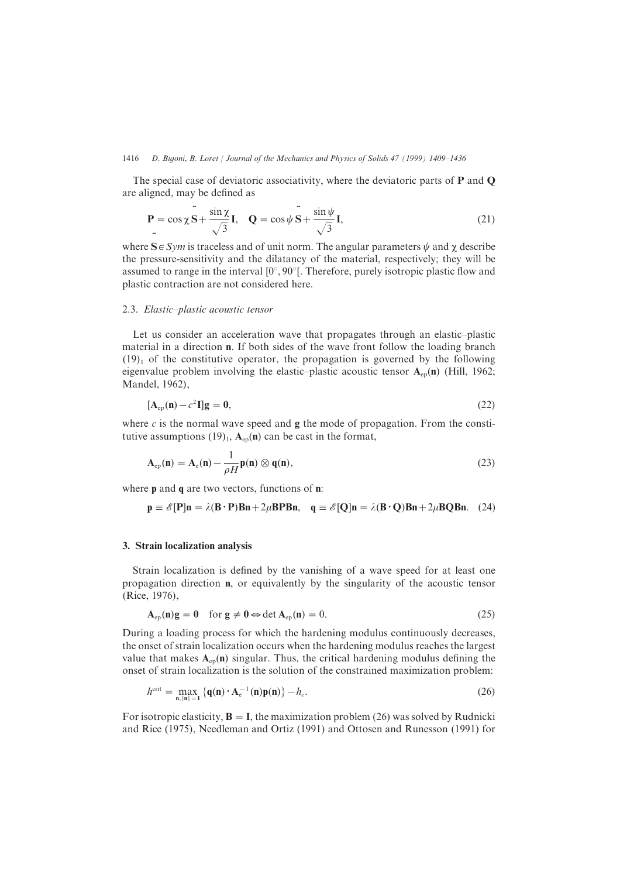The special case of deviatoric associativity, where the deviatoric parts of $\mathbf{P}$ and $\mathbf{Q}$ are aligned, may be defined as

$$\mathbf{P} = \cos\chi\,\hat{\mathbf{S}} + \frac{\sin\chi}{\sqrt{3}}\mathbf{I}, \quad \mathbf{Q} = \cos\psi\,\hat{\mathbf{S}} + \frac{\sin\psi}{\sqrt{3}}\mathbf{I}, \tag{21}$$

where $\hat{\mathbf{S}} \in Sym$ is traceless and of unit norm. The angular parameters $\psi$ and $\chi$ describe the pressure-sensitivity and the dilatancy of the material, respectively; they will be assumed to range in the interval $[0^\circ, 90^\circ[$. Therefore, purely isotropic plastic flow and plastic contraction are not considered here.

### 2.3. *Elastic–plastic acoustic tensor*

Let us consider an acceleration wave that propagates through an elastic–plastic material in a direction $\mathbf{n}$. If both sides of the wave front follow the loading branch $(19)_1$ of the constitutive operator, the propagation is governed by the following eigenvalue problem involving the elastic–plastic acoustic tensor $\mathbf{A}_{\text{ep}}(\mathbf{n})$ (Hill, 1962; Mandel, 1962),

$$[\mathbf{A}_{\text{ep}}(\mathbf{n}) - c^2\mathbf{I}]\mathbf{g} = \mathbf{0}, \tag{22}$$

where $c$ is the normal wave speed and $\mathbf{g}$ the mode of propagation. From the constitutive assumptions $(19)_1$, $\mathbf{A}_{\text{ep}}(\mathbf{n})$ can be cast in the format,

$$\mathbf{A}_{\text{ep}}(\mathbf{n}) = \mathbf{A}_{\text{e}}(\mathbf{n}) - \frac{1}{\rho H}\mathbf{p}(\mathbf{n}) \otimes \mathbf{q}(\mathbf{n}), \tag{23}$$

where $\mathbf{p}$ and $\mathbf{q}$ are two vectors, functions of $\mathbf{n}$:

$$\mathbf{p} \equiv \mathscr{E}[\mathbf{P}]\mathbf{n} = \lambda(\mathbf{B}\cdot\mathbf{P})\mathbf{B}\mathbf{n} + 2\mu\mathbf{B}\mathbf{P}\mathbf{B}\mathbf{n}, \quad \mathbf{q} \equiv \mathscr{E}[\mathbf{Q}]\mathbf{n} = \lambda(\mathbf{B}\cdot\mathbf{Q})\mathbf{B}\mathbf{n} + 2\mu\mathbf{B}\mathbf{Q}\mathbf{B}\mathbf{n}. \tag{24}$$

## 3. Strain localization analysis

Strain localization is defined by the vanishing of a wave speed for at least one propagation direction $\mathbf{n}$, or equivalently by the singularity of the acoustic tensor (Rice, 1976),

$$\mathbf{A}_{\text{ep}}(\mathbf{n})\mathbf{g} = \mathbf{0} \quad \text{for } \mathbf{g} \neq \mathbf{0} \Leftrightarrow \det\mathbf{A}_{\text{ep}}(\mathbf{n}) = 0. \tag{25}$$

During a loading process for which the hardening modulus continuously decreases, the onset of strain localization occurs when the hardening modulus reaches the largest value that makes $\mathbf{A}_{\text{ep}}(\mathbf{n})$ singular. Thus, the critical hardening modulus defining the onset of strain localization is the solution of the constrained maximization problem:

$$h^{\text{crit}} = \max_{\mathbf{n}, |\mathbf{n}|=1} \{\mathbf{q}(\mathbf{n}) \cdot \mathbf{A}_{\text{e}}^{-1}(\mathbf{n})\mathbf{p}(\mathbf{n})\} - h_c. \tag{26}$$

For isotropic elasticity, $\mathbf{B} = \mathbf{I}$, the maximization problem (26) was solved by Rudnicki and Rice (1975), Needleman and Ortiz (1991) and Ottosen and Runesson (1991) for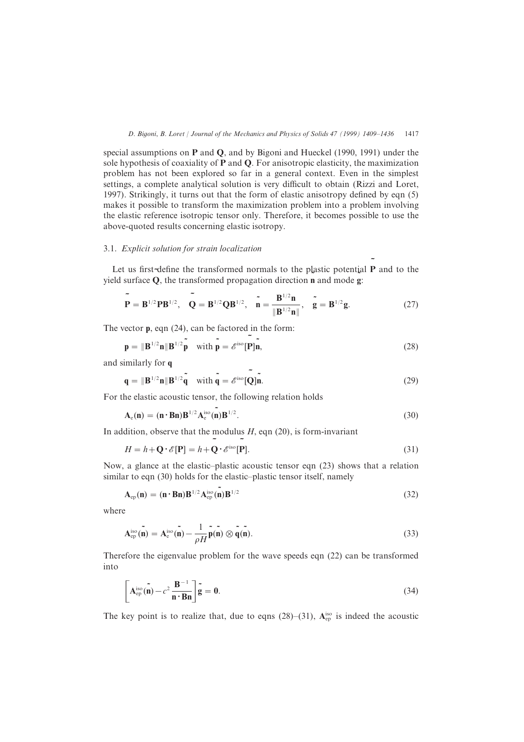special assumptions on $\mathbf{P}$ and $\mathbf{Q}$, and by Bigoni and Hueckel (1990, 1991) under the sole hypothesis of coaxiality of $\mathbf{P}$ and $\mathbf{Q}$. For anisotropic elasticity, the maximization problem has not been explored so far in a general context. Even in the simplest settings, a complete analytical solution is very difficult to obtain (Rizzi and Loret, 1997). Strikingly, it turns out that the form of elastic anisotropy defined by eqn (5) makes it possible to transform the maximization problem into a problem involving the elastic reference isotropic tensor only. Therefore, it becomes possible to use the above-quoted results concerning elastic isotropy.

### 3.1. *Explicit solution for strain localization*

Let us first define the transformed normals to the plastic potential $\tilde{\mathbf{P}}$ and to the yield surface $\mathbf{Q}$, the transformed propagation direction $\mathbf{n}$ and mode $\mathbf{g}$:

$$\tilde{\mathbf{P}} = \mathbf{B}^{1/2}\mathbf{P}\mathbf{B}^{1/2}, \quad \tilde{\mathbf{Q}} = \mathbf{B}^{1/2}\mathbf{Q}\mathbf{B}^{1/2}, \quad \tilde{\mathbf{n}} = \frac{\mathbf{B}^{1/2}\mathbf{n}}{\|\mathbf{B}^{1/2}\mathbf{n}\|}, \quad \tilde{\mathbf{g}} = \mathbf{B}^{1/2}\mathbf{g}. \tag{27}$$

The vector $\mathbf{p}$, eqn (24), can be factored in the form:

$$\mathbf{p} = \|\mathbf{B}^{1/2}\mathbf{n}\|\mathbf{B}^{1/2}\tilde{\mathbf{p}} \quad \text{with } \tilde{\mathbf{p}} = \mathscr{E}^{\text{iso}}[\tilde{\mathbf{P}}]\tilde{\mathbf{n}}, \tag{28}$$

and similarly for $\mathbf{q}$

$$\mathbf{q} = \|\mathbf{B}^{1/2}\mathbf{n}\|\mathbf{B}^{1/2}\tilde{\mathbf{q}} \quad \text{with } \tilde{\mathbf{q}} = \mathscr{E}^{\text{iso}}[\tilde{\mathbf{Q}}]\tilde{\mathbf{n}}. \tag{29}$$

For the elastic acoustic tensor, the following relation holds

$$\mathbf{A}_{\text{e}}(\mathbf{n}) = (\mathbf{n}\cdot\mathbf{B}\mathbf{n})\mathbf{B}^{1/2}\mathbf{A}_{\text{e}}^{\text{iso}}(\tilde{\mathbf{n}})\mathbf{B}^{1/2}. \tag{30}$$

In addition, observe that the modulus $H$, eqn (20), is form-invariant

$$H = h + \mathbf{Q}\cdot\mathscr{E}[\mathbf{P}] = h + \tilde{\mathbf{Q}}\cdot\mathscr{E}^{\text{iso}}[\tilde{\mathbf{P}}]. \tag{31}$$

Now, a glance at the elastic–plastic acoustic tensor eqn (23) shows that a relation similar to eqn (30) holds for the elastic–plastic tensor itself, namely

$$\mathbf{A}_{\text{ep}}(\mathbf{n}) = (\mathbf{n}\cdot\mathbf{B}\mathbf{n})\mathbf{B}^{1/2}\mathbf{A}_{\text{ep}}^{\text{iso}}(\tilde{\mathbf{n}})\mathbf{B}^{1/2} \tag{32}$$

where

$$\mathbf{A}_{\text{ep}}^{\text{iso}}(\tilde{\mathbf{n}}) = \mathbf{A}_{\text{e}}^{\text{iso}}(\tilde{\mathbf{n}}) - \frac{1}{\rho H}\tilde{\mathbf{p}}(\tilde{\mathbf{n}}) \otimes \tilde{\mathbf{q}}(\tilde{\mathbf{n}}). \tag{33}$$

Therefore the eigenvalue problem for the wave speeds eqn (22) can be transformed into

$$\left[\mathbf{A}_{\text{ep}}^{\text{iso}}(\tilde{\mathbf{n}}) - c^2\frac{\mathbf{B}^{-1}}{\mathbf{n}\cdot\mathbf{B}\mathbf{n}}\right]\tilde{\mathbf{g}} = \mathbf{0}. \tag{34}$$

The key point is to realize that, due to eqns (28)–(31), $\mathbf{A}_{\text{ep}}^{\text{iso}}$ is indeed the acoustic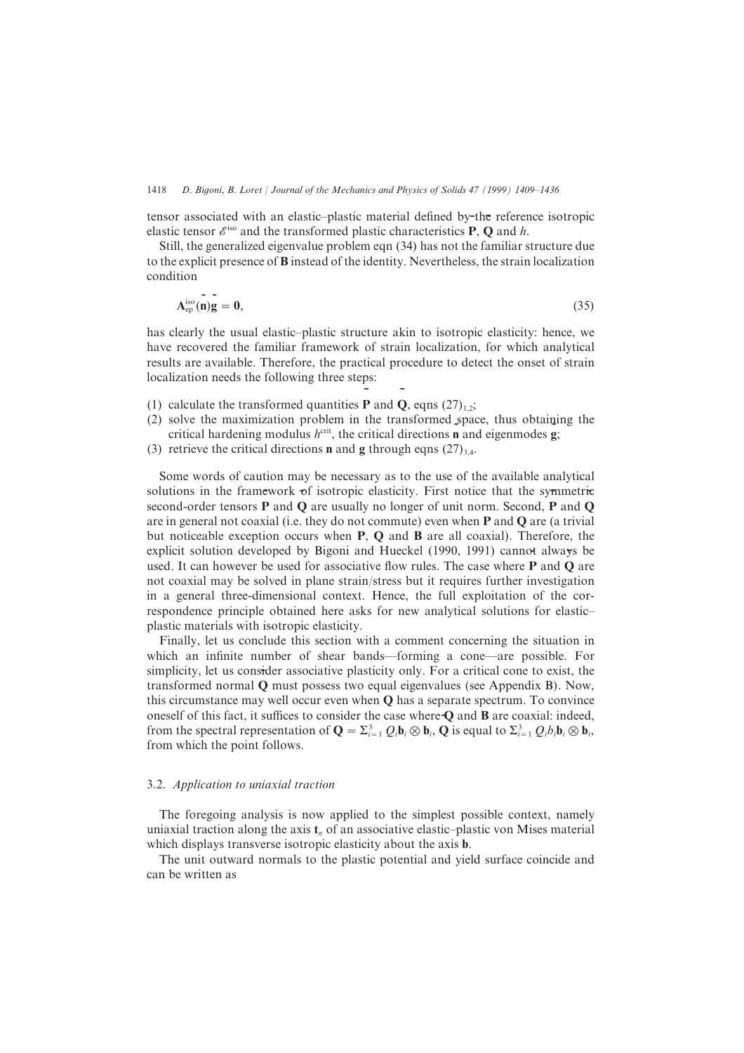tensor associated with an elastic–plastic material defined by the reference isotropic elastic tensor $\mathscr{E}^{\text{iso}}$ and the transformed plastic characteristics $\tilde{\mathbf{P}}$, $\tilde{\mathbf{Q}}$ and $h$.

Still, the generalized eigenvalue problem eqn (34) has not the familiar structure due to the explicit presence of $\mathbf{B}$ instead of the identity. Nevertheless, the strain localization condition

$$\mathbf{A}_{\text{ep}}^{\text{iso}}(\tilde{\mathbf{n}})\tilde{\mathbf{g}} = \mathbf{0}, \tag{35}$$

has clearly the usual elastic–plastic structure akin to isotropic elasticity: hence, we have recovered the familiar framework of strain localization, for which analytical results are available. Therefore, the practical procedure to detect the onset of strain localization needs the following three steps:

(1) calculate the transformed quantities $\tilde{\mathbf{P}}$ and $\tilde{\mathbf{Q}}$, eqns $(27)_{1,2}$;
(2) solve the maximization problem in the transformed space, thus obtaining the critical hardening modulus $h^{\text{crit}}$, the critical directions $\tilde{\mathbf{n}}$ and eigenmodes $\tilde{\mathbf{g}}$;
(3) retrieve the critical directions $\mathbf{n}$ and $\mathbf{g}$ through eqns $(27)_{3,4}$.

Some words of caution may be necessary as to the use of the available analytical solutions in the framework of isotropic elasticity. First notice that the symmetric second-order tensors $\tilde{\mathbf{P}}$ and $\tilde{\mathbf{Q}}$ are usually no longer of unit norm. Second, $\tilde{\mathbf{P}}$ and $\tilde{\mathbf{Q}}$ are in general not coaxial (i.e. they do not commute) even when $\mathbf{P}$ and $\mathbf{Q}$ are (a trivial but noticeable exception occurs when $\mathbf{P}$, $\mathbf{Q}$ and $\mathbf{B}$ are all coaxial). Therefore, the explicit solution developed by Bigoni and Hueckel (1990, 1991) cannot always be used. It can however be used for associative flow rules. The case where $\tilde{\mathbf{P}}$ and $\tilde{\mathbf{Q}}$ are not coaxial may be solved in plane strain/stress but it requires further investigation in a general three-dimensional context. Hence, the full exploitation of the correspondence principle obtained here asks for new analytical solutions for elastic–plastic materials with isotropic elasticity.

Finally, let us conclude this section with a comment concerning the situation in which an infinite number of shear bands—forming a cone—are possible. For simplicity, let us consider associative plasticity only. For a critical cone to exist, the transformed normal $\tilde{\mathbf{Q}}$ must possess two equal eigenvalues (see Appendix B). Now, this circumstance may well occur even when $\mathbf{Q}$ has a separate spectrum. To convince oneself of this fact, it suffices to consider the case where $\mathbf{Q}$ and $\mathbf{B}$ are coaxial: indeed, from the spectral representation of $\mathbf{Q} = \Sigma_{i=1}^{3} Q_i \mathbf{b}_i \otimes \mathbf{b}_i$, $\tilde{\mathbf{Q}}$ is equal to $\Sigma_{i=1}^{3} Q_i b_i \mathbf{b}_i \otimes \mathbf{b}_i$, from which the point follows.

### 3.2. *Application to uniaxial traction*

The foregoing analysis is now applied to the simplest possible context, namely uniaxial traction along the axis $\mathbf{t}_\sigma$ of an associative elastic–plastic von Mises material which displays transverse isotropic elasticity about the axis $\mathbf{b}$.

The unit outward normals to the plastic potential and yield surface coincide and can be written as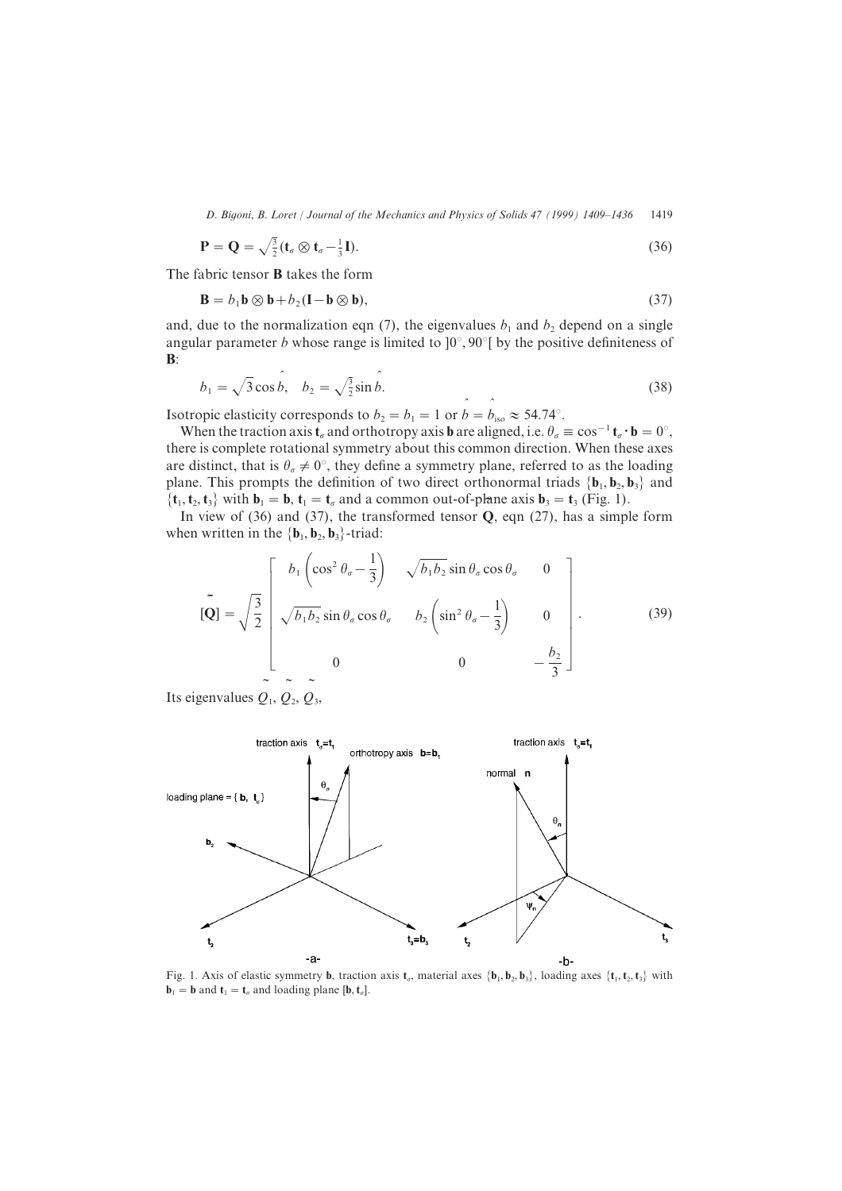$$\mathbf{P} = \mathbf{Q} = \sqrt{\tfrac{3}{2}}(\mathbf{t}_\sigma \otimes \mathbf{t}_\sigma - \tfrac{1}{3}\mathbf{I}). \tag{36}$$

The fabric tensor $\mathbf{B}$ takes the form

$$\mathbf{B} = b_1 \mathbf{b} \otimes \mathbf{b} + b_2(\mathbf{I} - \mathbf{b} \otimes \mathbf{b}), \tag{37}$$

and, due to the normalization eqn (7), the eigenvalues $b_1$ and $b_2$ depend on a single angular parameter $\hat{b}$ whose range is limited to $]0°, 90°[$ by the positive definiteness of $\mathbf{B}$:

$$b_1 = \sqrt{3}\cos\hat{b}, \quad b_2 = \sqrt{\tfrac{3}{2}}\sin\hat{b}. \tag{38}$$

Isotropic elasticity corresponds to $b_2 = b_1 = 1$ or $\hat{b} = \hat{b}_{\mathrm{iso}} \approx 54.74°$.

When the traction axis $\mathbf{t}_\sigma$ and orthotropy axis $\mathbf{b}$ are aligned, i.e. $\theta_\sigma \equiv \cos^{-1}\mathbf{t}_\sigma \cdot \mathbf{b} = 0°$, there is complete rotational symmetry about this common direction. When these axes are distinct, that is $\theta_\sigma \neq 0°$, they define a symmetry plane, referred to as the loading plane. This prompts the definition of two direct orthonormal triads $\{\mathbf{b}_1, \mathbf{b}_2, \mathbf{b}_3\}$ and $\{\mathbf{t}_1, \mathbf{t}_2, \mathbf{t}_3\}$ with $\mathbf{b}_1 = \mathbf{b}$, $\mathbf{t}_1 = \mathbf{t}_\sigma$ and a common out-of-plane axis $\mathbf{b}_3 = \mathbf{t}_3$ (Fig. 1).

In view of (36) and (37), the transformed tensor $\mathbf{Q}$, eqn (27), has a simple form when written in the $\{\mathbf{b}_1, \mathbf{b}_2, \mathbf{b}_3\}$-triad:

$$[\tilde{\mathbf{Q}}] = \sqrt{\frac{3}{2}} \begin{bmatrix} b_1\left(\cos^2\theta_\sigma - \dfrac{1}{3}\right) & \sqrt{b_1 b_2}\sin\theta_\sigma\cos\theta_\sigma & 0 \\ \sqrt{b_1 b_2}\sin\theta_\sigma\cos\theta_\sigma & b_2\left(\sin^2\theta_\sigma - \dfrac{1}{3}\right) & 0 \\ 0 & 0 & -\dfrac{b_2}{3} \end{bmatrix}. \tag{39}$$

Its eigenvalues $\tilde{Q}_1$, $\tilde{Q}_2$, $\tilde{Q}_3$,

traction axis $\mathbf{t}_\sigma = \mathbf{t}_1$
orthotropy axis $\mathbf{b} = \mathbf{b}_1$
loading plane = { $\mathbf{b}$, $\mathbf{t}_\sigma$ }
$\theta_\sigma$
$\mathbf{b}_2$
$\mathbf{t}_2$
$\mathbf{t}_3 = \mathbf{b}_3$
-a-

traction axis $\mathbf{t}_\sigma = \mathbf{t}_1$
normal $\mathbf{n}$
$\theta_n$
$\psi_n$
$\mathbf{t}_2$
$\mathbf{t}_3$
-b-

Fig. 1. Axis of elastic symmetry $\mathbf{b}$, traction axis $\mathbf{t}_\sigma$, material axes $\{\mathbf{b}_1, \mathbf{b}_2, \mathbf{b}_3\}$, loading axes $\{\mathbf{t}_1, \mathbf{t}_2, \mathbf{t}_3\}$ with $\mathbf{b}_1 = \mathbf{b}$ and $\mathbf{t}_1 = \mathbf{t}_\sigma$ and loading plane $[\mathbf{b}, \mathbf{t}_\sigma]$.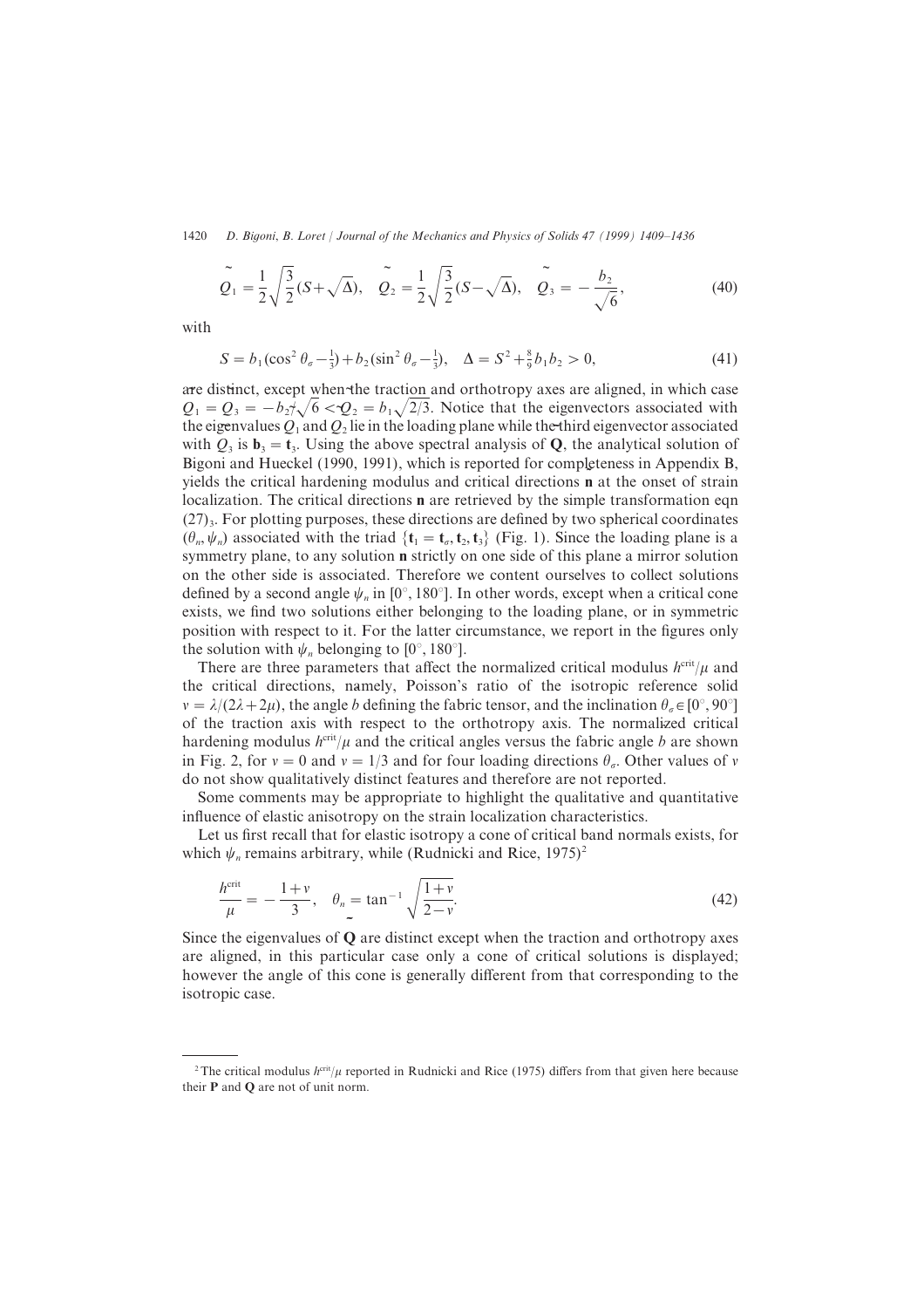$$\tilde{Q}_1 = \frac{1}{2}\sqrt{\frac{3}{2}}(S+\sqrt{\Delta}), \quad \tilde{Q}_2 = \frac{1}{2}\sqrt{\frac{3}{2}}(S-\sqrt{\Delta}), \quad \tilde{Q}_3 = -\frac{b_2}{\sqrt{6}}, \tag{40}$$

with

$$S = b_1(\cos^2\theta_\sigma - \tfrac{1}{3}) + b_2(\sin^2\theta_\sigma - \tfrac{1}{3}), \quad \Delta = S^2 + \tfrac{8}{9}b_1 b_2 > 0, \tag{41}$$

are distinct, except when the traction and orthotropy axes are aligned, in which case $\tilde{Q}_1 = \tilde{Q}_3 = -b_2/\sqrt{6} < \tilde{Q}_2 = b_1\sqrt{2/3}$. Notice that the eigenvectors associated with the eigenvalues $\tilde{Q}_1$ and $\tilde{Q}_2$ lie in the loading plane while the third eigenvector associated with $\tilde{Q}_3$ is $\mathbf{b}_3 = \mathbf{t}_3$. Using the above spectral analysis of $\mathbf{Q}$, the analytical solution of Bigoni and Hueckel (1990, 1991), which is reported for completeness in Appendix B, yields the critical hardening modulus and critical directions $\tilde{\mathbf{n}}$ at the onset of strain localization. The critical directions $\mathbf{n}$ are retrieved by the simple transformation eqn $(27)_3$. For plotting purposes, these directions are defined by two spherical coordinates $(\theta_n, \psi_n)$ associated with the triad $\{\mathbf{t}_1 = \mathbf{t}_\sigma, \mathbf{t}_2, \mathbf{t}_3\}$ (Fig. 1). Since the loading plane is a symmetry plane, to any solution $\mathbf{n}$ strictly on one side of this plane a mirror solution on the other side is associated. Therefore we content ourselves to collect solutions defined by a second angle $\psi_n$ in $[0^\circ, 180^\circ]$. In other words, except when a critical cone exists, we find two solutions either belonging to the loading plane, or in symmetric position with respect to it. For the latter circumstance, we report in the figures only the solution with $\psi_n$ belonging to $[0^\circ, 180^\circ]$.

There are three parameters that affect the normalized critical modulus $h^{\text{crit}}/\mu$ and the critical directions, namely, Poisson's ratio of the isotropic reference solid $v = \lambda/(2\lambda+2\mu)$, the angle $b$ defining the fabric tensor, and the inclination $\theta_\sigma \in [0^\circ, 90^\circ]$ of the traction axis with respect to the orthotropy axis. The normalized critical hardening modulus $h^{\text{crit}}/\mu$ and the critical angles versus the fabric angle $b$ are shown in Fig. 2, for $v = 0$ and $v = 1/3$ and for four loading directions $\theta_\sigma$. Other values of $v$ do not show qualitatively distinct features and therefore are not reported.

Some comments may be appropriate to highlight the qualitative and quantitative influence of elastic anisotropy on the strain localization characteristics.

Let us first recall that for elastic isotropy a cone of critical band normals exists, for which $\psi_n$ remains arbitrary, while (Rudnicki and Rice, 1975)[2]

$$\frac{h^{\text{crit}}}{\mu} = -\frac{1+v}{3}, \quad \tilde{\theta}_n = \tan^{-1}\sqrt{\frac{1+v}{2-v}}. \tag{42}$$

Since the eigenvalues of $\mathbf{Q}$ are distinct except when the traction and orthotropy axes are aligned, in this particular case only a cone of critical solutions is displayed; however the angle of this cone is generally different from that corresponding to the isotropic case.

[2] The critical modulus $h^{\text{crit}}/\mu$ reported in Rudnicki and Rice (1975) differs from that given here because their $\mathbf{P}$ and $\mathbf{Q}$ are not of unit norm.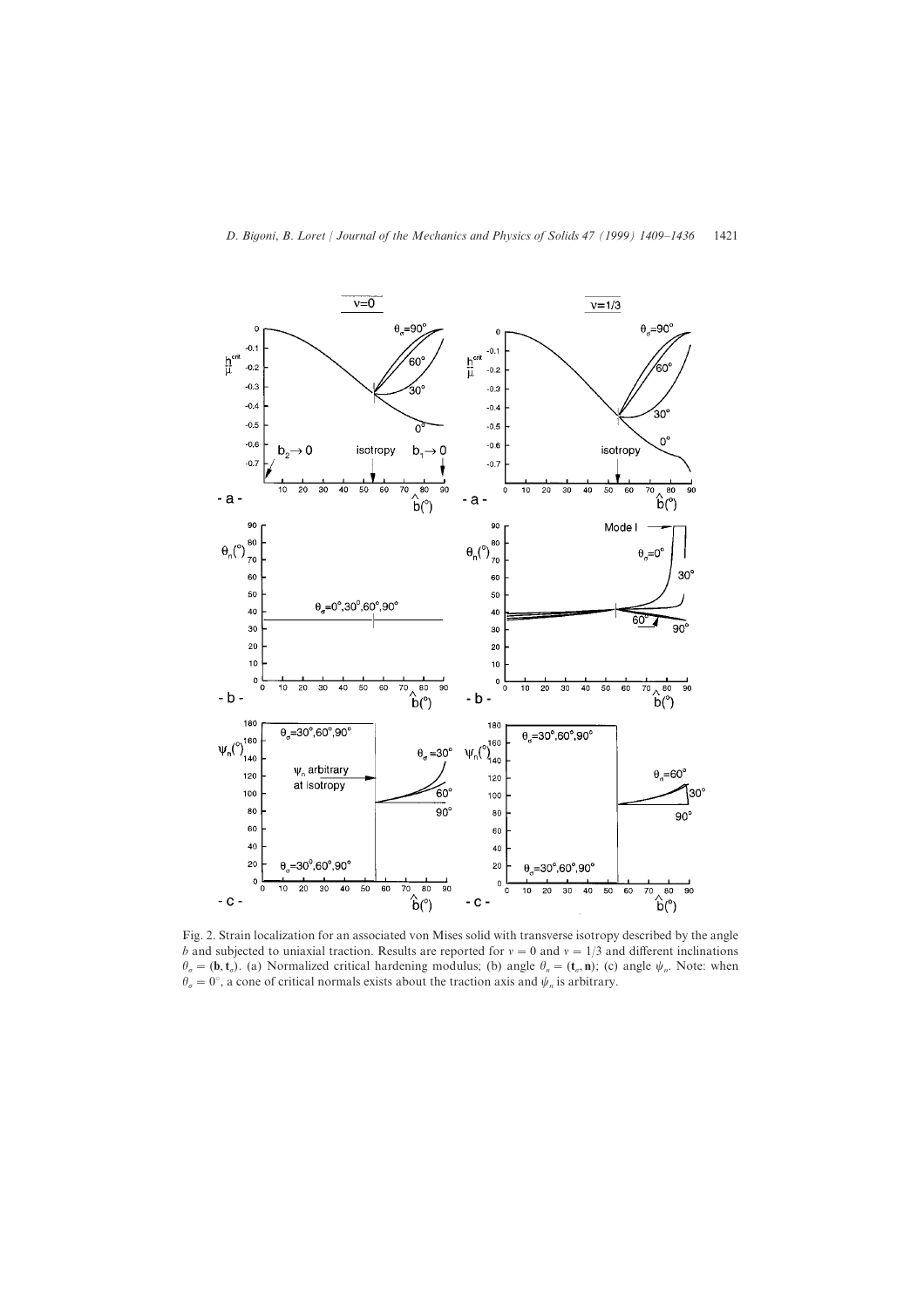v=0

v=1/3

$\theta_\sigma=90°$

60°

30°

0°

$\frac{h^{crit}}{\mu}$

$b_2 \to 0$

isotropy

$b_1 \to 0$

$\hat{b}(°)$

- a -

Mode I

$\theta_\sigma=0°$

30°

60°

90°

$\theta_n(°)$

$\theta_\sigma=0°,30°,60°,90°$

- b -

$\psi_n(°)$

$\theta_\sigma=30°,60°,90°$

$\psi_n$ arbitrary at isotropy

$\theta_\sigma=30°$

$\theta_\sigma=60°$

- c -

Fig. 2. Strain localization for an associated von Mises solid with transverse isotropy described by the angle $b$ and subjected to uniaxial traction. Results are reported for $v = 0$ and $v = 1/3$ and different inclinations $\theta_\sigma = (\mathbf{b}, \mathbf{t}_\sigma)$. (a) Normalized critical hardening modulus; (b) angle $\theta_n = (\mathbf{t}_\sigma, \mathbf{n})$; (c) angle $\psi_n$. Note: when $\theta_\sigma = 0°$, a cone of critical normals exists about the traction axis and $\psi_n$ is arbitrary.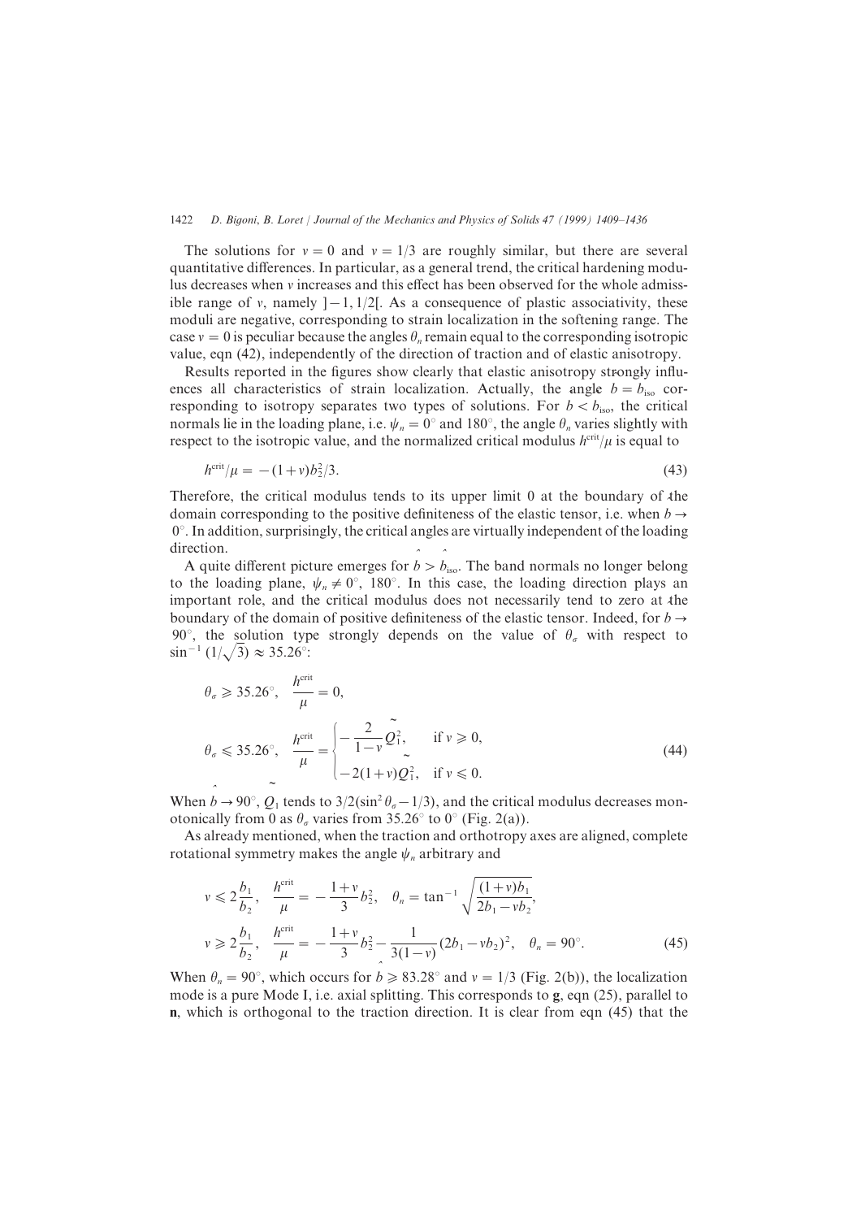The solutions for $v = 0$ and $v = 1/3$ are roughly similar, but there are several quantitative differences. In particular, as a general trend, the critical hardening modulus decreases when $v$ increases and this effect has been observed for the whole admissible range of $v$, namely $]-1, 1/2[$. As a consequence of plastic associativity, these moduli are negative, corresponding to strain localization in the softening range. The case $v = 0$ is peculiar because the angles $\theta_n$ remain equal to the corresponding isotropic value, eqn (42), independently of the direction of traction and of elastic anisotropy.

Results reported in the figures show clearly that elastic anisotropy strongly influences all characteristics of strain localization. Actually, the angle $\hat{b} = \hat{b}_{\text{iso}}$ corresponding to isotropy separates two types of solutions. For $\hat{b} < \hat{b}_{\text{iso}}$, the critical normals lie in the loading plane, i.e. $\psi_n = 0^\circ$ and $180^\circ$, the angle $\theta_n$ varies slightly with respect to the isotropic value, and the normalized critical modulus $h^{\text{crit}}/\mu$ is equal to

$$h^{\text{crit}}/\mu = -(1+v)b_2^2/3. \tag{43}$$

Therefore, the critical modulus tends to its upper limit 0 at the boundary of the domain corresponding to the positive definiteness of the elastic tensor, i.e. when $\hat{b} \to 0^\circ$. In addition, surprisingly, the critical angles are virtually independent of the loading direction.

A quite different picture emerges for $\hat{b} > \hat{b}_{\text{iso}}$. The band normals no longer belong to the loading plane, $\psi_n \neq 0^\circ$, $180^\circ$. In this case, the loading direction plays an important role, and the critical modulus does not necessarily tend to zero at the boundary of the domain of positive definiteness of the elastic tensor. Indeed, for $\hat{b} \to 90^\circ$, the solution type strongly depends on the value of $\theta_\sigma$ with respect to $\sin^{-1}(1/\sqrt{3}) \approx 35.26^\circ$:

$$\theta_\sigma \geqslant 35.26^\circ, \quad \frac{h^{\text{crit}}}{\mu} = 0,$$

$$\theta_\sigma \leqslant 35.26^\circ, \quad \frac{h^{\text{crit}}}{\mu} = \begin{cases} -\dfrac{2}{1-v}\tilde{Q}_1^2, & \text{if } v \geqslant 0, \\ -2(1+v)\tilde{Q}_1^2, & \text{if } v \leqslant 0. \end{cases} \tag{44}$$

When $\hat{b} \to 90^\circ$, $\tilde{Q}_1$ tends to $3/2(\sin^2\theta_\sigma - 1/3)$, and the critical modulus decreases monotonically from 0 as $\theta_\sigma$ varies from $35.26^\circ$ to $0^\circ$ (Fig. 2(a)).

As already mentioned, when the traction and orthotropy axes are aligned, complete rotational symmetry makes the angle $\psi_n$ arbitrary and

$$v \leqslant 2\frac{b_1}{b_2}, \quad \frac{h^{\text{crit}}}{\mu} = -\frac{1+v}{3}b_2^2, \quad \theta_n = \tan^{-1}\sqrt{\frac{(1+v)b_1}{2b_1 - vb_2}},$$

$$v \geqslant 2\frac{b_1}{b_2}, \quad \frac{h^{\text{crit}}}{\mu} = -\frac{1+v}{3}b_2^2 - \frac{1}{3(1-v)}(2b_1 - vb_2)^2, \quad \theta_n = 90^\circ. \tag{45}$$

When $\theta_n = 90^\circ$, which occurs for $\hat{b} \geqslant 83.28^\circ$ and $v = 1/3$ (Fig. 2(b)), the localization mode is a pure Mode I, i.e. axial splitting. This corresponds to $\mathbf{g}$, eqn (25), parallel to $\mathbf{n}$, which is orthogonal to the traction direction. It is clear from eqn (45) that the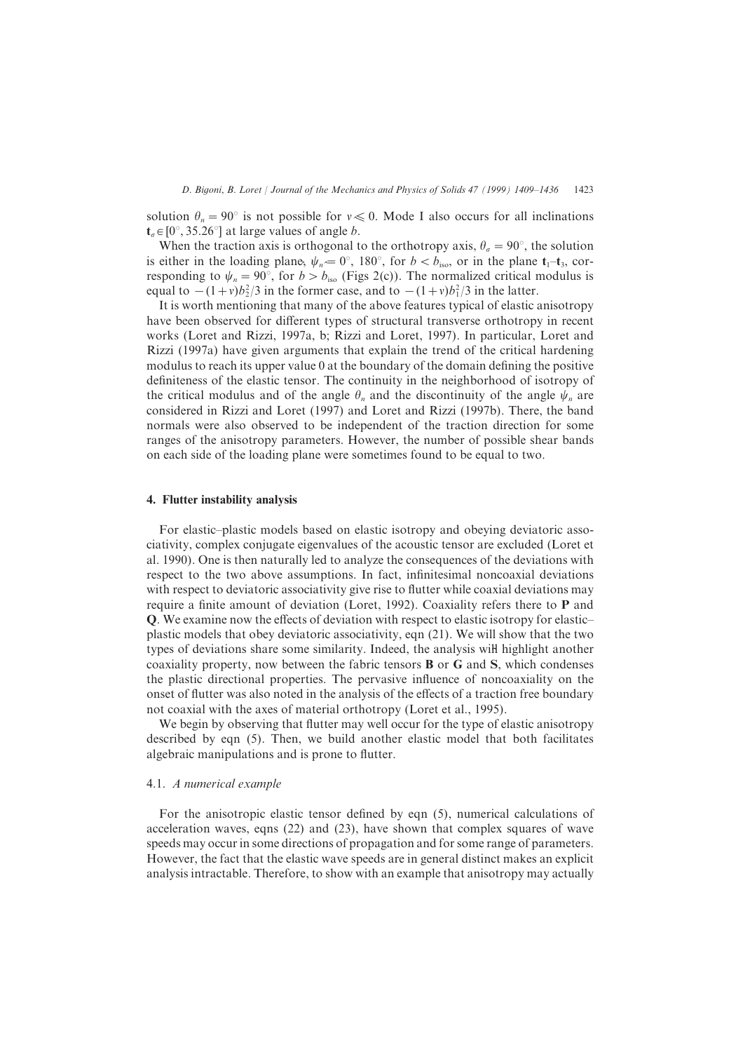solution $\theta_n = 90°$ is not possible for $v \leqslant 0$. Mode I also occurs for all inclinations $\mathbf{t}_\sigma \in [0°, 35.26°]$ at large values of angle $b$.

When the traction axis is orthogonal to the orthotropy axis, $\theta_\sigma = 90°$, the solution is either in the loading plane, $\psi_n = 0°$, $180°$, for $b < b_{\text{iso}}$, or in the plane $\mathbf{t}_1$–$\mathbf{t}_3$, corresponding to $\psi_n = 90°$, for $b > b_{\text{iso}}$ (Figs 2(c)). The normalized critical modulus is equal to $-(1+v)b_2^2/3$ in the former case, and to $-(1+v)b_1^2/3$ in the latter.

It is worth mentioning that many of the above features typical of elastic anisotropy have been observed for different types of structural transverse orthotropy in recent works (Loret and Rizzi, 1997a, b; Rizzi and Loret, 1997). In particular, Loret and Rizzi (1997a) have given arguments that explain the trend of the critical hardening modulus to reach its upper value 0 at the boundary of the domain defining the positive definiteness of the elastic tensor. The continuity in the neighborhood of isotropy of the critical modulus and of the angle $\theta_n$ and the discontinuity of the angle $\psi_n$ are considered in Rizzi and Loret (1997) and Loret and Rizzi (1997b). There, the band normals were also observed to be independent of the traction direction for some ranges of the anisotropy parameters. However, the number of possible shear bands on each side of the loading plane were sometimes found to be equal to two.

## 4. Flutter instability analysis

For elastic–plastic models based on elastic isotropy and obeying deviatoric associativity, complex conjugate eigenvalues of the acoustic tensor are excluded (Loret et al. 1990). One is then naturally led to analyze the consequences of the deviations with respect to the two above assumptions. In fact, infinitesimal noncoaxial deviations with respect to deviatoric associativity give rise to flutter while coaxial deviations may require a finite amount of deviation (Loret, 1992). Coaxiality refers there to **P** and **Q**. We examine now the effects of deviation with respect to elastic isotropy for elastic–plastic models that obey deviatoric associativity, eqn (21). We will show that the two types of deviations share some similarity. Indeed, the analysis will highlight another coaxiality property, now between the fabric tensors **B** or **G** and **S**, which condenses the plastic directional properties. The pervasive influence of noncoaxiality on the onset of flutter was also noted in the analysis of the effects of a traction free boundary not coaxial with the axes of material orthotropy (Loret et al., 1995).

We begin by observing that flutter may well occur for the type of elastic anisotropy described by eqn (5). Then, we build another elastic model that both facilitates algebraic manipulations and is prone to flutter.

### 4.1. *A numerical example*

For the anisotropic elastic tensor defined by eqn (5), numerical calculations of acceleration waves, eqns (22) and (23), have shown that complex squares of wave speeds may occur in some directions of propagation and for some range of parameters. However, the fact that the elastic wave speeds are in general distinct makes an explicit analysis intractable. Therefore, to show with an example that anisotropy may actually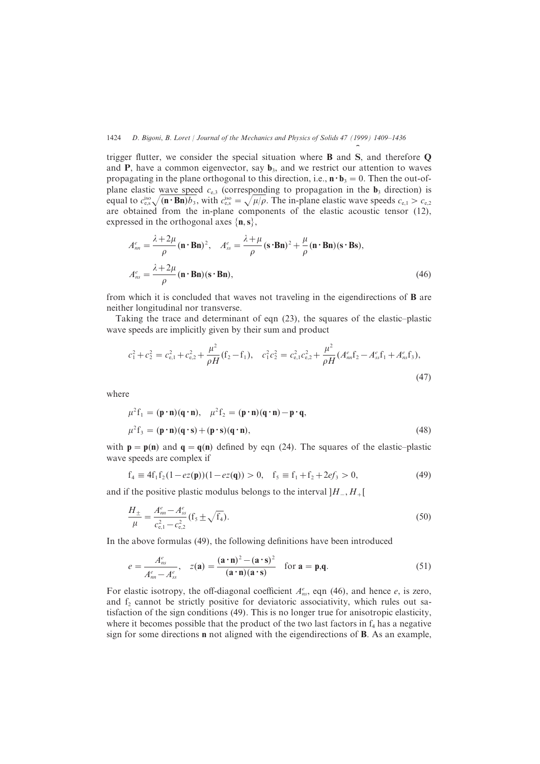trigger flutter, we consider the special situation where $\mathbf{B}$ and $\mathbf{S}$, and therefore $\mathbf{Q}$ and $\mathbf{P}$, have a common eigenvector, say $\mathbf{b}_3$, and we restrict our attention to waves propagating in the plane orthogonal to this direction, i.e., $\mathbf{n} \cdot \mathbf{b}_3 = 0$. Then the out-of-plane elastic wave speed $c_{e,3}$ (corresponding to propagation in the $\mathbf{b}_3$ direction) is equal to $c_{e,s}^{iso}\sqrt{(\mathbf{n} \cdot \mathbf{Bn})b_3}$, with $c_{e,s}^{iso} = \sqrt{\mu/\rho}$. The in-plane elastic wave speeds $c_{e,1} > c_{e,2}$ are obtained from the in-plane components of the elastic acoustic tensor (12), expressed in the orthogonal axes $\{\mathbf{n}, \mathbf{s}\}$,

$$
A_{nn}^{e} = \frac{\lambda + 2\mu}{\rho}(\mathbf{n} \cdot \mathbf{Bn})^2, \quad A_{ss}^{e} = \frac{\lambda + \mu}{\rho}(\mathbf{s} \cdot \mathbf{Bn})^2 + \frac{\mu}{\rho}(\mathbf{n} \cdot \mathbf{Bn})(\mathbf{s} \cdot \mathbf{Bs}),
$$

$$
A_{ns}^{e} = \frac{\lambda + 2\mu}{\rho}(\mathbf{n} \cdot \mathbf{Bn})(\mathbf{s} \cdot \mathbf{Bn}), \tag{46}
$$

from which it is concluded that waves not traveling in the eigendirections of $\mathbf{B}$ are neither longitudinal nor transverse.

Taking the trace and determinant of eqn (23), the squares of the elastic–plastic wave speeds are implicitly given by their sum and product

$$
c_1^2 + c_2^2 = c_{e,1}^2 + c_{e,2}^2 + \frac{\mu^2}{\rho H}(\mathrm{f}_2 - \mathrm{f}_1), \quad c_1^2 c_2^2 = c_{e,1}^2 c_{e,2}^2 + \frac{\mu^2}{\rho H}(A_{nn}^{e}\mathrm{f}_2 - A_{ss}^{e}\mathrm{f}_1 + A_{ns}^{e}\mathrm{f}_3), \tag{47}
$$

where

$$
\mu^2 \mathrm{f}_1 = (\mathbf{p} \cdot \mathbf{n})(\mathbf{q} \cdot \mathbf{n}), \quad \mu^2 \mathrm{f}_2 = (\mathbf{p} \cdot \mathbf{n})(\mathbf{q} \cdot \mathbf{n}) - \mathbf{p} \cdot \mathbf{q},
$$

$$
\mu^2 \mathrm{f}_3 = (\mathbf{p} \cdot \mathbf{n})(\mathbf{q} \cdot \mathbf{s}) + (\mathbf{p} \cdot \mathbf{s})(\mathbf{q} \cdot \mathbf{n}), \tag{48}
$$

with $\mathbf{p} = \mathbf{p}(\mathbf{n})$ and $\mathbf{q} = \mathbf{q}(\mathbf{n})$ defined by eqn (24). The squares of the elastic–plastic wave speeds are complex if

$$
\mathrm{f}_4 \equiv 4\mathrm{f}_1\mathrm{f}_2(1 - ez(\mathbf{p}))(1 - ez(\mathbf{q})) > 0, \quad \mathrm{f}_5 \equiv \mathrm{f}_1 + \mathrm{f}_2 + 2ef_3 > 0, \tag{49}
$$

and if the positive plastic modulus belongs to the interval $]H_-, H_+[$

$$
\frac{H_{\pm}}{\mu} = \frac{A_{nn}^{e} - A_{ss}^{e}}{c_{e,1}^2 - c_{e,2}^2}(\mathrm{f}_5 \pm \sqrt{\mathrm{f}_4}). \tag{50}
$$

In the above formulas (49), the following definitions have been introduced

$$
e = \frac{A_{ns}^{e}}{A_{nn}^{e} - A_{ss}^{e}}, \quad z(\mathbf{a}) = \frac{(\mathbf{a} \cdot \mathbf{n})^2 - (\mathbf{a} \cdot \mathbf{s})^2}{(\mathbf{a} \cdot \mathbf{n})(\mathbf{a} \cdot \mathbf{s})} \quad \text{for } \mathbf{a} = \mathbf{p}, \mathbf{q}. \tag{51}
$$

For elastic isotropy, the off-diagonal coefficient $A_{ns}^{e}$, eqn (46), and hence $e$, is zero, and $\mathrm{f}_2$ cannot be strictly positive for deviatoric associativity, which rules out satisfaction of the sign conditions (49). This is no longer true for anisotropic elasticity, where it becomes possible that the product of the two last factors in $\mathrm{f}_4$ has a negative sign for some directions $\mathbf{n}$ not aligned with the eigendirections of $\mathbf{B}$. As an example,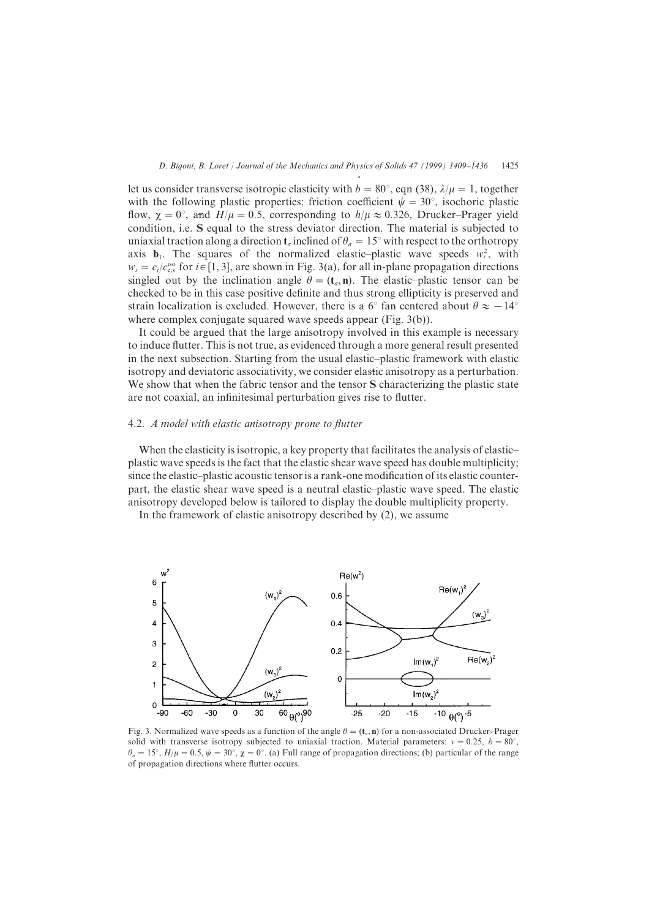let us consider transverse isotropic elasticity with $\hat{b} = 80^\circ$, eqn (38), $\lambda/\mu = 1$, together with the following plastic properties: friction coefficient $\psi = 30^\circ$, isochoric plastic flow, $\chi = 0^\circ$, and $H/\mu = 0.5$, corresponding to $h/\mu \approx 0.326$, Drucker–Prager yield condition, i.e. $\mathbf{S}$ equal to the stress deviator direction. The material is subjected to uniaxial traction along a direction $\mathbf{t}_\sigma$ inclined of $\theta_\sigma = 15^\circ$ with respect to the orthotropy axis $\mathbf{b}_1$. The squares of the normalized elastic–plastic wave speeds $w_i^2$, with $w_i = c_i/c_{e,s}^{iso}$ for $i \in [1, 3]$, are shown in Fig. 3(a), for all in-plane propagation directions singled out by the inclination angle $\theta = (\mathbf{t}_\sigma, \mathbf{n})$. The elastic–plastic tensor can be checked to be in this case positive definite and thus strong ellipticity is preserved and strain localization is excluded. However, there is a $6^\circ$ fan centered about $\theta \approx -14^\circ$ where complex conjugate squared wave speeds appear (Fig. 3(b)).

It could be argued that the large anisotropy involved in this example is necessary to induce flutter. This is not true, as evidenced through a more general result presented in the next subsection. Starting from the usual elastic–plastic framework with elastic isotropy and deviatoric associativity, we consider elastic anisotropy as a perturbation. We show that when the fabric tensor and the tensor $\mathbf{S}$ characterizing the plastic state are not coaxial, an infinitesimal perturbation gives rise to flutter.

### 4.2. *A model with elastic anisotropy prone to flutter*

When the elasticity is isotropic, a key property that facilitates the analysis of elastic–plastic wave speeds is the fact that the elastic shear wave speed has double multiplicity; since the elastic–plastic acoustic tensor is a rank-one modification of its elastic counterpart, the elastic shear wave speed is a neutral elastic–plastic wave speed. The elastic anisotropy developed below is tailored to display the double multiplicity property.

In the framework of elastic anisotropy described by (2), we assume

w²
6
5
4
3
2
1
0
-90 -60 -30 0 30 60 θ(°) 90
$(w_1)^2$
$(w_3)^2$
$(w_2)^2$

Re(w²)
0.6
0.4
0.2
0
-25 -20 -15 -10 θ(°) -5
$\mathrm{Re}(w_1)^2$
$(w_3)^2$
$\mathrm{Im}(w_1)^2$
$\mathrm{Re}(w_2)^2$
$\mathrm{Im}(w_2)^2$

Fig. 3. Normalized wave speeds as a function of the angle $\theta = (\mathbf{t}_\sigma, \mathbf{n})$ for a non-associated Drucker–Prager solid with transverse isotropy subjected to uniaxial traction. Material parameters: $\nu = 0.25$, $\hat{b} = 80^\circ$, $\theta_\sigma = 15^\circ$, $H/\mu = 0.5$, $\psi = 30^\circ$, $\chi = 0^\circ$. (a) Full range of propagation directions; (b) particular of the range of propagation directions where flutter occurs.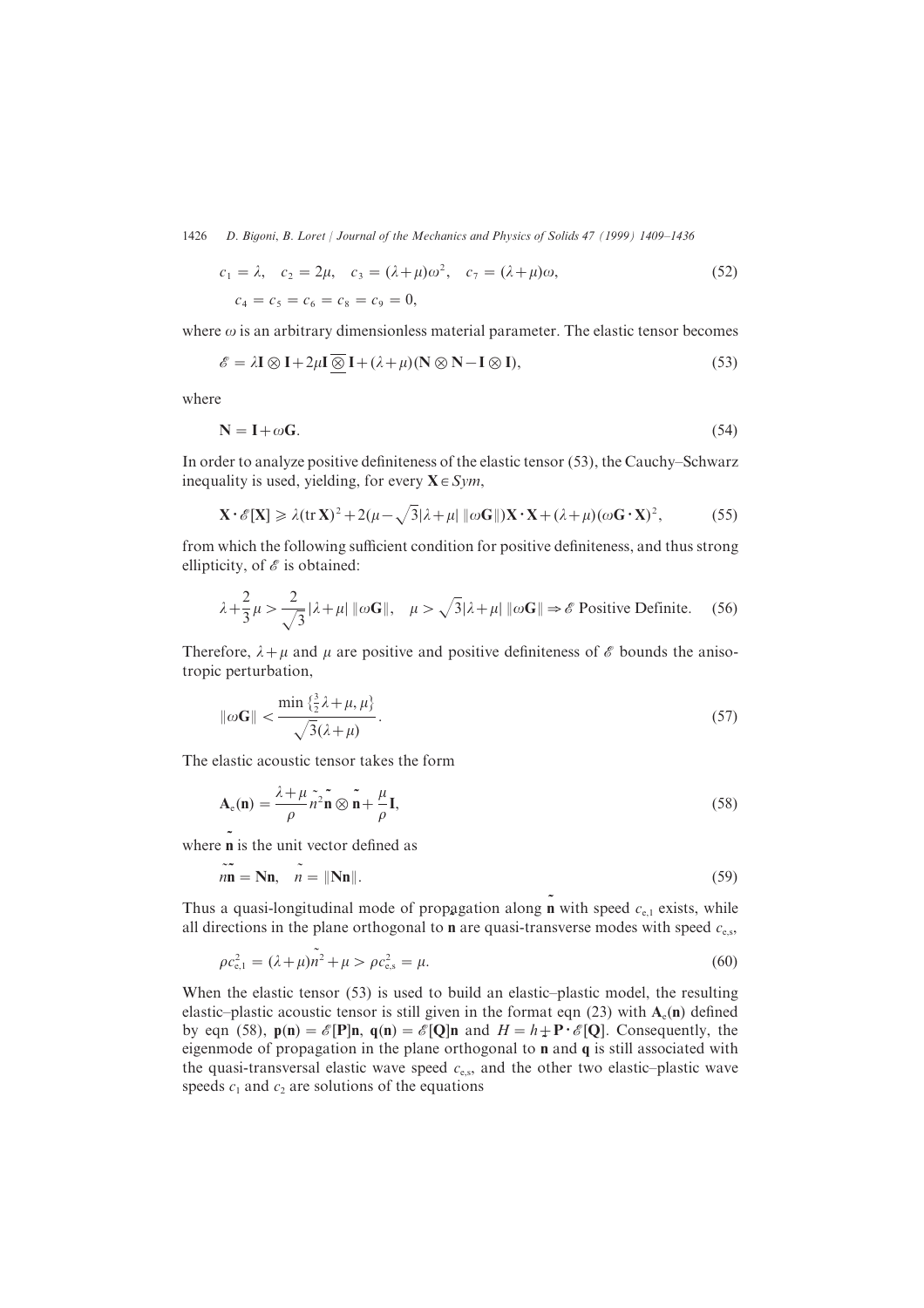$$c_1 = \lambda, \quad c_2 = 2\mu, \quad c_3 = (\lambda+\mu)\omega^2, \quad c_7 = (\lambda+\mu)\omega, \tag{52}$$

$$c_4 = c_5 = c_6 = c_8 = c_9 = 0,$$

where $\omega$ is an arbitrary dimensionless material parameter. The elastic tensor becomes

$$\mathscr{E} = \lambda \mathbf{I} \otimes \mathbf{I} + 2\mu \mathbf{I} \,\overline{\underline{\otimes}}\, \mathbf{I} + (\lambda+\mu)(\mathbf{N} \otimes \mathbf{N} - \mathbf{I} \otimes \mathbf{I}), \tag{53}$$

where

$$\mathbf{N} = \mathbf{I} + \omega \mathbf{G}. \tag{54}$$

In order to analyze positive definiteness of the elastic tensor (53), the Cauchy–Schwarz inequality is used, yielding, for every $\mathbf{X} \in Sym$,

$$\mathbf{X} \cdot \mathscr{E}[\mathbf{X}] \geqslant \lambda (\operatorname{tr} \mathbf{X})^2 + 2(\mu - \sqrt{3}|\lambda+\mu| \, \|\omega \mathbf{G}\|)\mathbf{X} \cdot \mathbf{X} + (\lambda+\mu)(\omega \mathbf{G} \cdot \mathbf{X})^2, \tag{55}$$

from which the following sufficient condition for positive definiteness, and thus strong ellipticity, of $\mathscr{E}$ is obtained:

$$\lambda + \frac{2}{3}\mu > \frac{2}{\sqrt{3}}|\lambda+\mu| \, \|\omega \mathbf{G}\|, \quad \mu > \sqrt{3}|\lambda+\mu| \, \|\omega \mathbf{G}\| \Rightarrow \mathscr{E} \text{ Positive Definite.} \tag{56}$$

Therefore, $\lambda+\mu$ and $\mu$ are positive and positive definiteness of $\mathscr{E}$ bounds the anisotropic perturbation,

$$\|\omega \mathbf{G}\| < \frac{\min\{\frac{3}{2}\lambda+\mu, \mu\}}{\sqrt{3}(\lambda+\mu)}. \tag{57}$$

The elastic acoustic tensor takes the form

$$\mathbf{A}_e(\mathbf{n}) = \frac{\lambda+\mu}{\rho} \tilde{n}^2 \tilde{\mathbf{n}} \otimes \tilde{\mathbf{n}} + \frac{\mu}{\rho} \mathbf{I}, \tag{58}$$

where $\tilde{\mathbf{n}}$ is the unit vector defined as

$$\tilde{n}\tilde{\mathbf{n}} = \mathbf{N}\mathbf{n}, \quad \tilde{n} = \|\mathbf{N}\mathbf{n}\|. \tag{59}$$

Thus a quasi-longitudinal mode of propagation along $\tilde{\mathbf{n}}$ with speed $c_{e,l}$ exists, while all directions in the plane orthogonal to $\mathbf{n}$ are quasi-transverse modes with speed $c_{e,s}$,

$$\rho c_{e,l}^2 = (\lambda+\mu)\tilde{n}^2 + \mu > \rho c_{e,s}^2 = \mu. \tag{60}$$

When the elastic tensor (53) is used to build an elastic–plastic model, the resulting elastic–plastic acoustic tensor is still given in the format eqn (23) with $\mathbf{A}_e(\mathbf{n})$ defined by eqn (58), $\mathbf{p}(\mathbf{n}) = \mathscr{E}[\mathbf{P}]\mathbf{n}$, $\mathbf{q}(\mathbf{n}) = \mathscr{E}[\mathbf{Q}]\mathbf{n}$ and $H = h + \mathbf{P} \cdot \mathscr{E}[\mathbf{Q}]$. Consequently, the eigenmode of propagation in the plane orthogonal to $\mathbf{n}$ and $\mathbf{q}$ is still associated with the quasi-transversal elastic wave speed $c_{e,s}$, and the other two elastic–plastic wave speeds $c_1$ and $c_2$ are solutions of the equations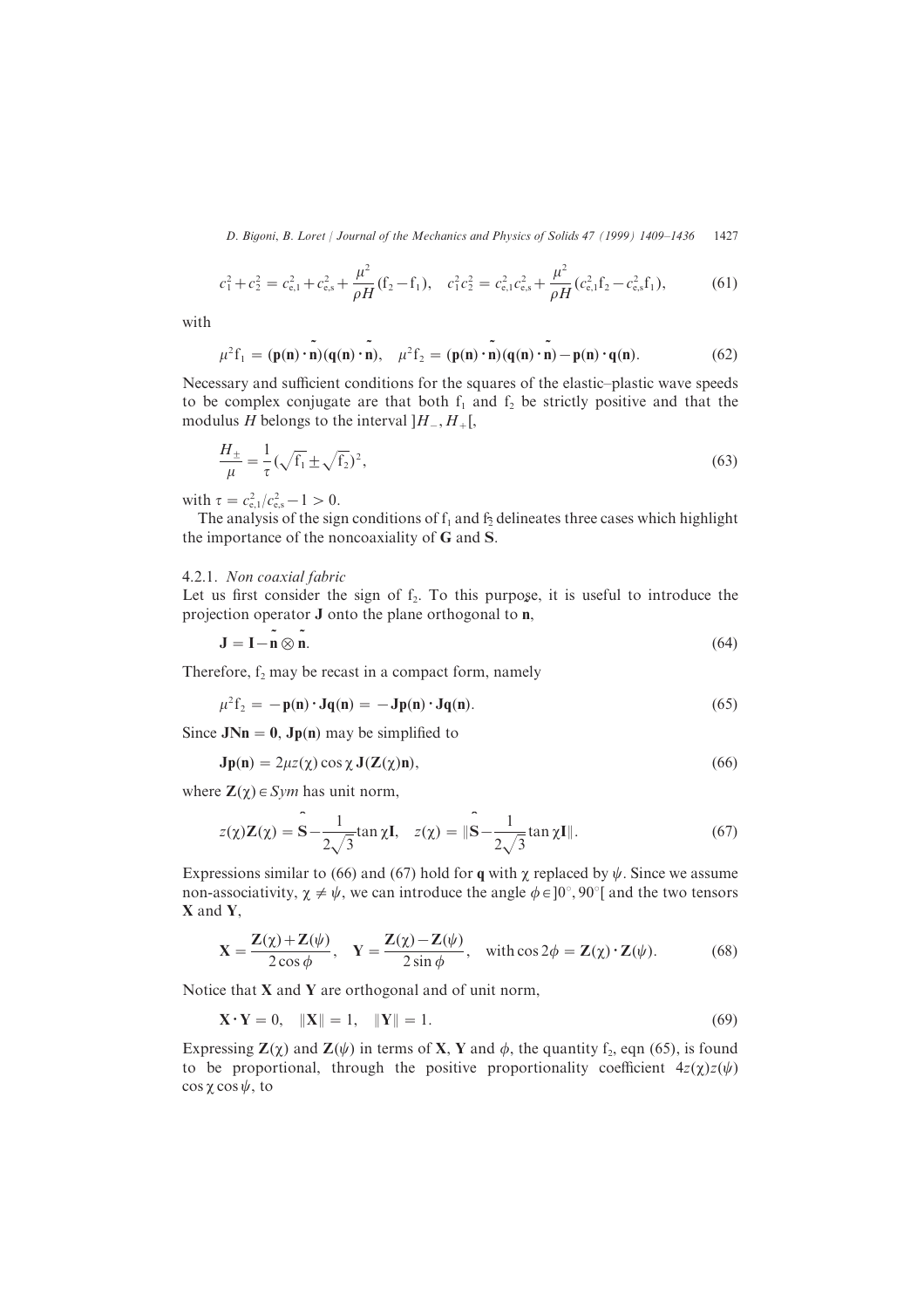$$c_1^2 + c_2^2 = c_{e,1}^2 + c_{e,s}^2 + \frac{\mu^2}{\rho H}(f_2 - f_1), \quad c_1^2 c_2^2 = c_{e,1}^2 c_{e,s}^2 + \frac{\mu^2}{\rho H}(c_{e,1}^2 f_2 - c_{e,s}^2 f_1), \tag{61}$$

with

$$\mu^2 f_1 = (\mathbf{p}(\mathbf{n}) \cdot \tilde{\mathbf{n}})(\mathbf{q}(\mathbf{n}) \cdot \tilde{\mathbf{n}}), \quad \mu^2 f_2 = (\mathbf{p}(\mathbf{n}) \cdot \tilde{\mathbf{n}})(\mathbf{q}(\mathbf{n}) \cdot \tilde{\mathbf{n}}) - \mathbf{p}(\mathbf{n}) \cdot \mathbf{q}(\mathbf{n}). \tag{62}$$

Necessary and sufficient conditions for the squares of the elastic–plastic wave speeds to be complex conjugate are that both $f_1$ and $f_2$ be strictly positive and that the modulus $H$ belongs to the interval $]H_-, H_+[$,

$$\frac{H_\pm}{\mu} = \frac{1}{\tau}(\sqrt{f_1} \pm \sqrt{f_2})^2, \tag{63}$$

with $\tau = c_{e,1}^2 / c_{e,s}^2 - 1 > 0$.

The analysis of the sign conditions of $f_1$ and $f_2$ delineates three cases which highlight the importance of the noncoaxiality of $\mathbf{G}$ and $\mathbf{S}$.

### 4.2.1. *Non coaxial fabric*

Let us first consider the sign of $f_2$. To this purpose, it is useful to introduce the projection operator $\mathbf{J}$ onto the plane orthogonal to $\mathbf{n}$,

$$\mathbf{J} = \mathbf{I} - \tilde{\mathbf{n}} \otimes \tilde{\mathbf{n}}. \tag{64}$$

Therefore, $f_2$ may be recast in a compact form, namely

$$\mu^2 f_2 = -\mathbf{p}(\mathbf{n}) \cdot \mathbf{J}\mathbf{q}(\mathbf{n}) = -\mathbf{J}\mathbf{p}(\mathbf{n}) \cdot \mathbf{J}\mathbf{q}(\mathbf{n}). \tag{65}$$

Since $\mathbf{J}\mathbf{N}\mathbf{n} = \mathbf{0}$, $\mathbf{J}\mathbf{p}(\mathbf{n})$ may be simplified to

$$\mathbf{J}\mathbf{p}(\mathbf{n}) = 2\mu z(\chi) \cos\chi \, \mathbf{J}(\mathbf{Z}(\chi)\mathbf{n}), \tag{66}$$

where $\mathbf{Z}(\chi) \in Sym$ has unit norm,

$$z(\chi)\mathbf{Z}(\chi) = \hat{\mathbf{S}} - \frac{1}{2\sqrt{3}}\tan\chi \mathbf{I}, \quad z(\chi) = \|\hat{\mathbf{S}} - \frac{1}{2\sqrt{3}}\tan\chi \mathbf{I}\|. \tag{67}$$

Expressions similar to (66) and (67) hold for $\mathbf{q}$ with $\chi$ replaced by $\psi$. Since we assume non-associativity, $\chi \neq \psi$, we can introduce the angle $\phi \in ]0^\circ, 90^\circ[$ and the two tensors $\mathbf{X}$ and $\mathbf{Y}$,

$$\mathbf{X} = \frac{\mathbf{Z}(\chi) + \mathbf{Z}(\psi)}{2\cos\phi}, \quad \mathbf{Y} = \frac{\mathbf{Z}(\chi) - \mathbf{Z}(\psi)}{2\sin\phi}, \quad \text{with} \cos 2\phi = \mathbf{Z}(\chi) \cdot \mathbf{Z}(\psi). \tag{68}$$

Notice that $\mathbf{X}$ and $\mathbf{Y}$ are orthogonal and of unit norm,

$$\mathbf{X} \cdot \mathbf{Y} = 0, \quad \|\mathbf{X}\| = 1, \quad \|\mathbf{Y}\| = 1. \tag{69}$$

Expressing $\mathbf{Z}(\chi)$ and $\mathbf{Z}(\psi)$ in terms of $\mathbf{X}$, $\mathbf{Y}$ and $\phi$, the quantity $f_2$, eqn (65), is found to be proportional, through the positive proportionality coefficient $4z(\chi)z(\psi) \cos\chi \cos\psi$, to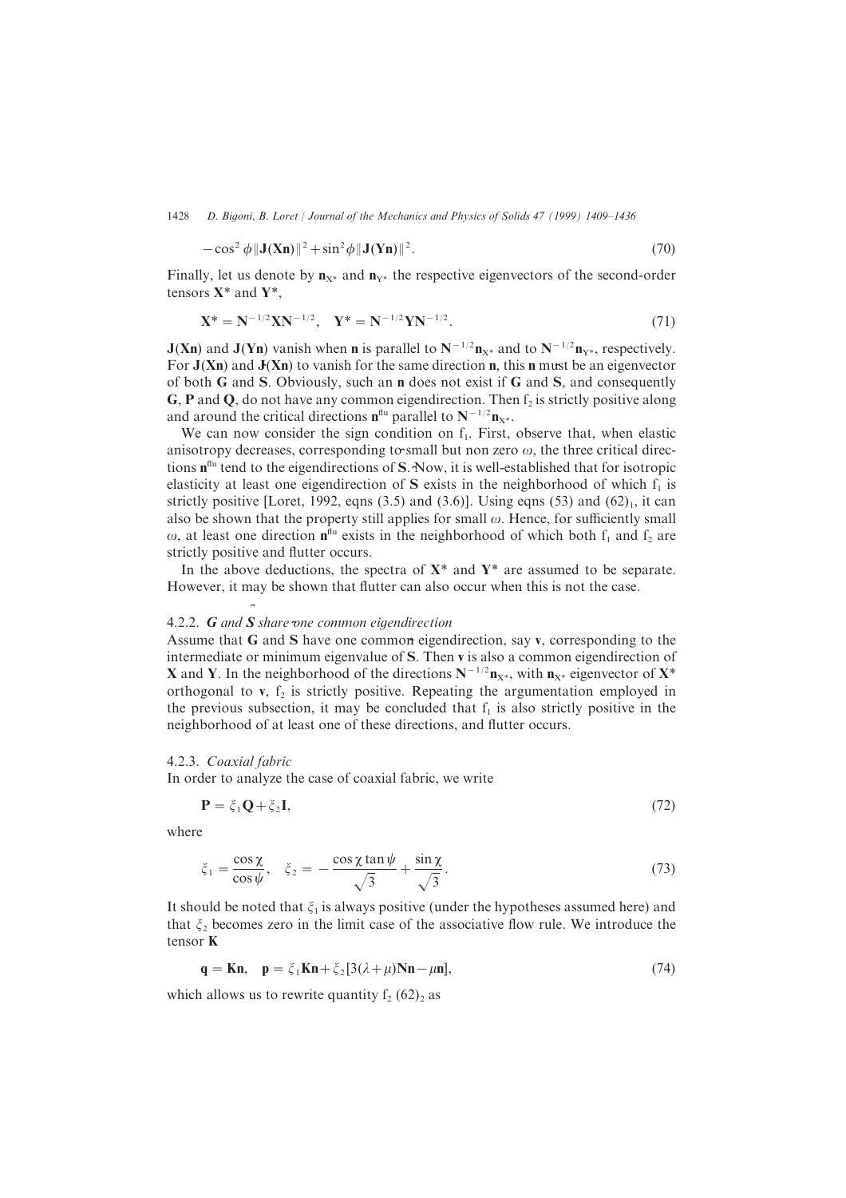$$-\cos^2\phi\|\mathbf{J}(\mathbf{Xn})\|^2+\sin^2\phi\|\mathbf{J}(\mathbf{Yn})\|^2. \tag{70}$$

Finally, let us denote by $\mathbf{n}_{X^*}$ and $\mathbf{n}_{Y^*}$ the respective eigenvectors of the second-order tensors $\mathbf{X}^*$ and $\mathbf{Y}^*$,

$$\mathbf{X}^* = \mathbf{N}^{-1/2}\mathbf{X}\mathbf{N}^{-1/2}, \quad \mathbf{Y}^* = \mathbf{N}^{-1/2}\mathbf{Y}\mathbf{N}^{-1/2}. \tag{71}$$

$\mathbf{J}(\mathbf{Xn})$ and $\mathbf{J}(\mathbf{Yn})$ vanish when $\mathbf{n}$ is parallel to $\mathbf{N}^{-1/2}\mathbf{n}_{X^*}$ and to $\mathbf{N}^{-1/2}\mathbf{n}_{Y^*}$, respectively. For $\mathbf{J}(\mathbf{Xn})$ and $\mathbf{J}(\mathbf{Xn})$ to vanish for the same direction $\mathbf{n}$, this $\mathbf{n}$ must be an eigenvector of both $\mathbf{G}$ and $\mathbf{S}$. Obviously, such an $\mathbf{n}$ does not exist if $\mathbf{G}$ and $\mathbf{S}$, and consequently $\mathbf{G}$, $\mathbf{P}$ and $\mathbf{Q}$, do not have any common eigendirection. Then $f_2$ is strictly positive along and around the critical directions $\mathbf{n}^{\text{flu}}$ parallel to $\mathbf{N}^{-1/2}\mathbf{n}_{X^*}$.

We can now consider the sign condition on $f_1$. First, observe that, when elastic anisotropy decreases, corresponding to small but non zero $\omega$, the three critical directions $\mathbf{n}^{\text{flu}}$ tend to the eigendirections of $\mathbf{S}$. Now, it is well-established that for isotropic elasticity at least one eigendirection of $\mathbf{S}$ exists in the neighborhood of which $f_1$ is strictly positive [Loret, 1992, eqns (3.5) and (3.6)]. Using eqns (53) and $(62)_1$, it can also be shown that the property still applies for small $\omega$. Hence, for sufficiently small $\omega$, at least one direction $\mathbf{n}^{\text{flu}}$ exists in the neighborhood of which both $f_1$ and $f_2$ are strictly positive and flutter occurs.

In the above deductions, the spectra of $\mathbf{X}^*$ and $\mathbf{Y}^*$ are assumed to be separate. However, it may be shown that flutter can also occur when this is not the case.

#### 4.2.2. *G and S share one common eigendirection*

Assume that $\mathbf{G}$ and $\mathbf{S}$ have one common eigendirection, say $\mathbf{v}$, corresponding to the intermediate or minimum eigenvalue of $\mathbf{S}$. Then $\mathbf{v}$ is also a common eigendirection of $\mathbf{X}$ and $\mathbf{Y}$. In the neighborhood of the directions $\mathbf{N}^{-1/2}\mathbf{n}_{X^*}$, with $\mathbf{n}_{X^*}$ eigenvector of $\mathbf{X}^*$ orthogonal to $\mathbf{v}$, $f_2$ is strictly positive. Repeating the argumentation employed in the previous subsection, it may be concluded that $f_1$ is also strictly positive in the neighborhood of at least one of these directions, and flutter occurs.

#### 4.2.3. *Coaxial fabric*

In order to analyze the case of coaxial fabric, we write

$$\mathbf{P} = \xi_1\mathbf{Q}+\xi_2\mathbf{I}, \tag{72}$$

where

$$\xi_1 = \frac{\cos\chi}{\cos\psi}, \quad \xi_2 = -\frac{\cos\chi\tan\psi}{\sqrt{3}}+\frac{\sin\chi}{\sqrt{3}}. \tag{73}$$

It should be noted that $\xi_1$ is always positive (under the hypotheses assumed here) and that $\xi_2$ becomes zero in the limit case of the associative flow rule. We introduce the tensor $\mathbf{K}$

$$\mathbf{q} = \mathbf{Kn}, \quad \mathbf{p} = \xi_1\mathbf{Kn}+\xi_2[3(\lambda+\mu)\mathbf{Nn}-\mu\mathbf{n}], \tag{74}$$

which allows us to rewrite quantity $f_2$ $(62)_2$ as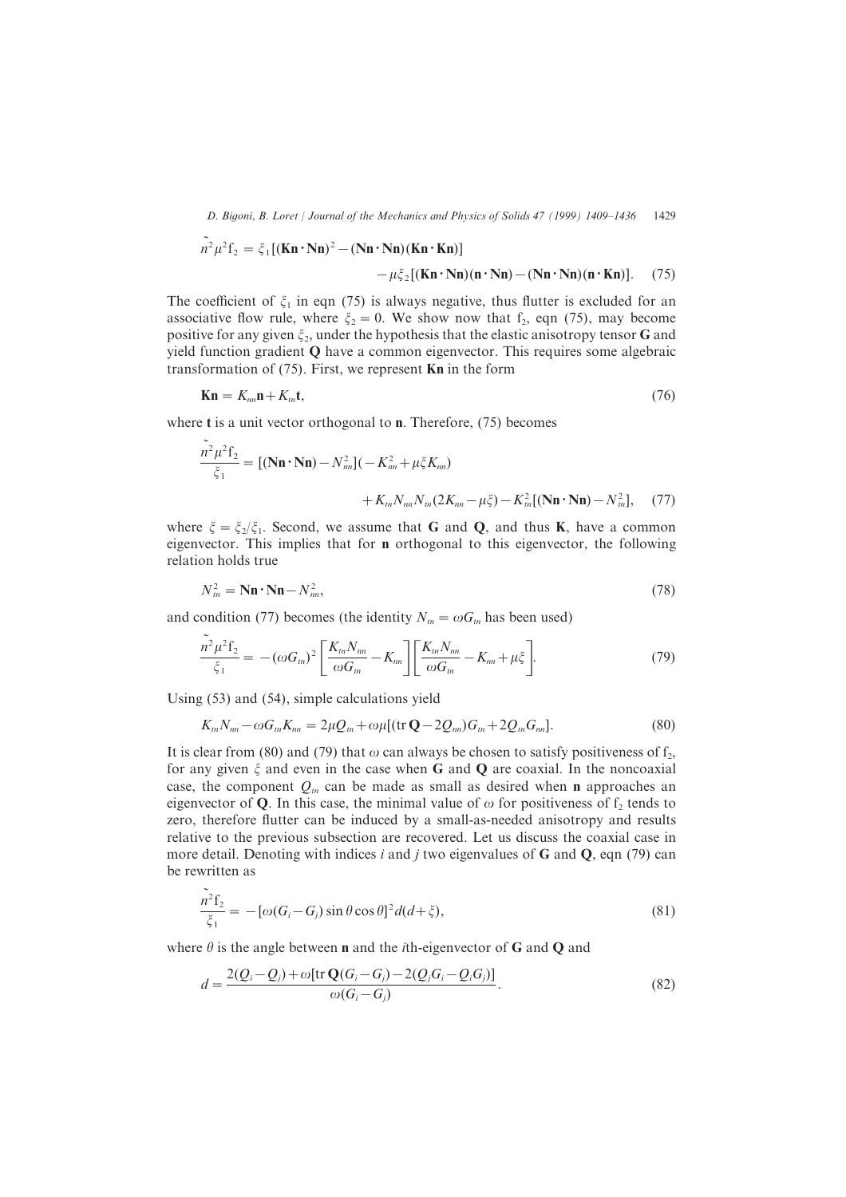$$\tilde{n}^2\mu^2 \mathrm{f}_2 = \xi_1[(\mathbf{Kn}\cdot\mathbf{Nn})^2 - (\mathbf{Nn}\cdot\mathbf{Nn})(\mathbf{Kn}\cdot\mathbf{Kn})]$$

$$-\mu\xi_2[(\mathbf{Kn}\cdot\mathbf{Nn})(\mathbf{n}\cdot\mathbf{Nn}) - (\mathbf{Nn}\cdot\mathbf{Nn})(\mathbf{n}\cdot\mathbf{Kn})]. \quad (75)$$

The coefficient of $\xi_1$ in eqn (75) is always negative, thus flutter is excluded for an associative flow rule, where $\xi_2 = 0$. We show now that $\mathrm{f}_2$, eqn (75), may become positive for any given $\xi_2$, under the hypothesis that the elastic anisotropy tensor **G** and yield function gradient **Q** have a common eigenvector. This requires some algebraic transformation of (75). First, we represent **Kn** in the form

$$\mathbf{Kn} = K_{nn}\mathbf{n} + K_{tn}\mathbf{t}, \quad (76)$$

where **t** is a unit vector orthogonal to **n**. Therefore, (75) becomes

$$\frac{\tilde{n}^2\mu^2\mathrm{f}_2}{\xi_1} = [(\mathbf{Nn}\cdot\mathbf{Nn}) - N_{nn}^2](-K_{nn}^2 + \mu\xi K_{nn})$$

$$+ K_{tn}N_{nn}N_{tn}(2K_{nn} - \mu\xi) - K_{tn}^2[(\mathbf{Nn}\cdot\mathbf{Nn}) - N_{tn}^2], \quad (77)$$

where $\xi = \xi_2/\xi_1$. Second, we assume that **G** and **Q**, and thus **K**, have a common eigenvector. This implies that for **n** orthogonal to this eigenvector, the following relation holds true

$$N_{tn}^2 = \mathbf{Nn}\cdot\mathbf{Nn} - N_{nn}^2, \quad (78)$$

and condition (77) becomes (the identity $N_{tn} = \omega G_{tn}$ has been used)

$$\frac{\tilde{n}^2\mu^2\mathrm{f}_2}{\xi_1} = -(\omega G_{tn})^2\left[\frac{K_{tn}N_{nn}}{\omega G_{tn}} - K_{nn}\right]\left[\frac{K_{tn}N_{nn}}{\omega G_{tn}} - K_{nn} + \mu\xi\right]. \quad (79)$$

Using (53) and (54), simple calculations yield

$$K_{tn}N_{nn} - \omega G_{tn}K_{nn} = 2\mu Q_{tn} + \omega\mu[(\mathrm{tr}\,\mathbf{Q} - 2Q_{nn})G_{tn} + 2Q_{tn}G_{nn}]. \quad (80)$$

It is clear from (80) and (79) that $\omega$ can always be chosen to satisfy positiveness of $\mathrm{f}_2$, for any given $\xi$ and even in the case when **G** and **Q** are coaxial. In the noncoaxial case, the component $Q_{tn}$ can be made as small as desired when **n** approaches an eigenvector of **Q**. In this case, the minimal value of $\omega$ for positiveness of $\mathrm{f}_2$ tends to zero, therefore flutter can be induced by a small-as-needed anisotropy and results relative to the previous subsection are recovered. Let us discuss the coaxial case in more detail. Denoting with indices $i$ and $j$ two eigenvalues of **G** and **Q**, eqn (79) can be rewritten as

$$\frac{\tilde{n}^2\mathrm{f}_2}{\xi_1} = -[\omega(G_i - G_j)\sin\theta\cos\theta]^2 d(d+\xi), \quad (81)$$

where $\theta$ is the angle between **n** and the $i$th-eigenvector of **G** and **Q** and

$$d = \frac{2(Q_i - Q_j) + \omega[\mathrm{tr}\,\mathbf{Q}(G_i - G_j) - 2(Q_jG_i - Q_iG_j)]}{\omega(G_i - G_j)}. \quad (82)$$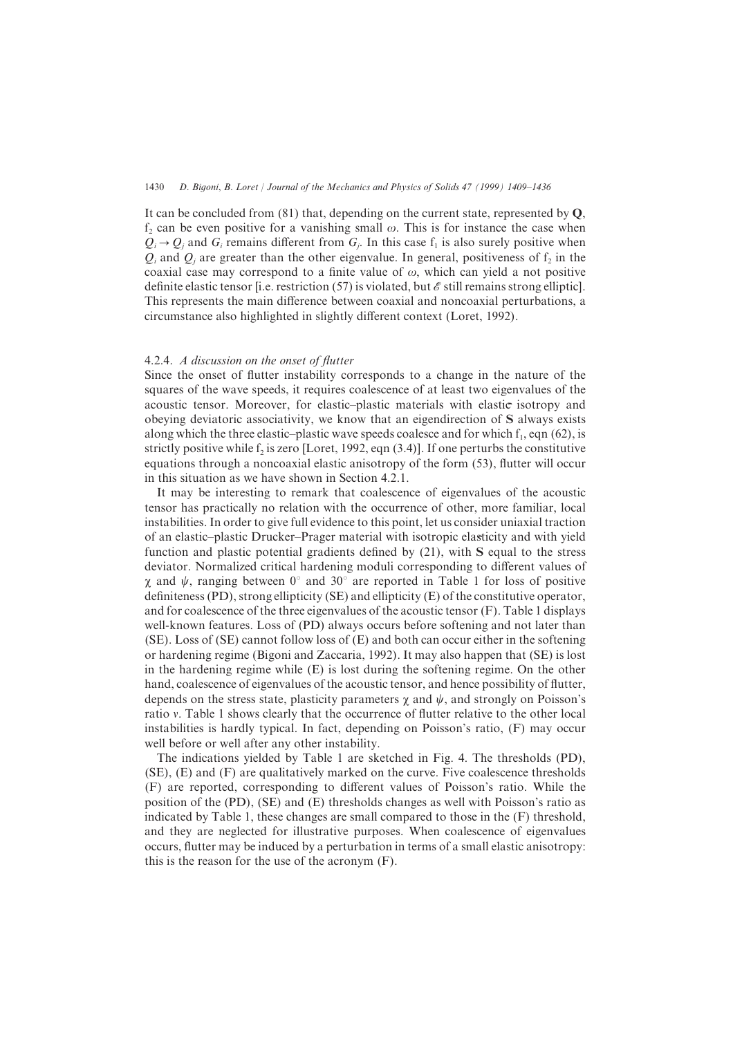It can be concluded from (81) that, depending on the current state, represented by $\mathbf{Q}$, $f_2$ can be even positive for a vanishing small $\omega$. This is for instance the case when $Q_i \to Q_j$ and $G_i$ remains different from $G_j$. In this case $f_1$ is also surely positive when $Q_i$ and $Q_j$ are greater than the other eigenvalue. In general, positiveness of $f_2$ in the coaxial case may correspond to a finite value of $\omega$, which can yield a not positive definite elastic tensor [i.e. restriction (57) is violated, but $\mathscr{E}$ still remains strong elliptic]. This represents the main difference between coaxial and noncoaxial perturbations, a circumstance also highlighted in slightly different context (Loret, 1992).

#### 4.2.4. *A discussion on the onset of flutter*

Since the onset of flutter instability corresponds to a change in the nature of the squares of the wave speeds, it requires coalescence of at least two eigenvalues of the acoustic tensor. Moreover, for elastic–plastic materials with elastic isotropy and obeying deviatoric associativity, we know that an eigendirection of $\mathbf{S}$ always exists along which the three elastic–plastic wave speeds coalesce and for which $f_1$, eqn (62), is strictly positive while $f_2$ is zero [Loret, 1992, eqn (3.4)]. If one perturbs the constitutive equations through a noncoaxial elastic anisotropy of the form (53), flutter will occur in this situation as we have shown in Section 4.2.1.

It may be interesting to remark that coalescence of eigenvalues of the acoustic tensor has practically no relation with the occurrence of other, more familiar, local instabilities. In order to give full evidence to this point, let us consider uniaxial traction of an elastic–plastic Drucker–Prager material with isotropic elasticity and with yield function and plastic potential gradients defined by (21), with $\mathbf{S}$ equal to the stress deviator. Normalized critical hardening moduli corresponding to different values of $\chi$ and $\psi$, ranging between $0^\circ$ and $30^\circ$ are reported in Table 1 for loss of positive definiteness (PD), strong ellipticity (SE) and ellipticity (E) of the constitutive operator, and for coalescence of the three eigenvalues of the acoustic tensor (F). Table 1 displays well-known features. Loss of (PD) always occurs before softening and not later than (SE). Loss of (SE) cannot follow loss of (E) and both can occur either in the softening or hardening regime (Bigoni and Zaccaria, 1992). It may also happen that (SE) is lost in the hardening regime while (E) is lost during the softening regime. On the other hand, coalescence of eigenvalues of the acoustic tensor, and hence possibility of flutter, depends on the stress state, plasticity parameters $\chi$ and $\psi$, and strongly on Poisson's ratio $\nu$. Table 1 shows clearly that the occurrence of flutter relative to the other local instabilities is hardly typical. In fact, depending on Poisson's ratio, (F) may occur well before or well after any other instability.

The indications yielded by Table 1 are sketched in Fig. 4. The thresholds (PD), (SE), (E) and (F) are qualitatively marked on the curve. Five coalescence thresholds (F) are reported, corresponding to different values of Poisson's ratio. While the position of the (PD), (SE) and (E) thresholds changes as well with Poisson's ratio as indicated by Table 1, these changes are small compared to those in the (F) threshold, and they are neglected for illustrative purposes. When coalescence of eigenvalues occurs, flutter may be induced by a perturbation in terms of a small elastic anisotropy: this is the reason for the use of the acronym (F).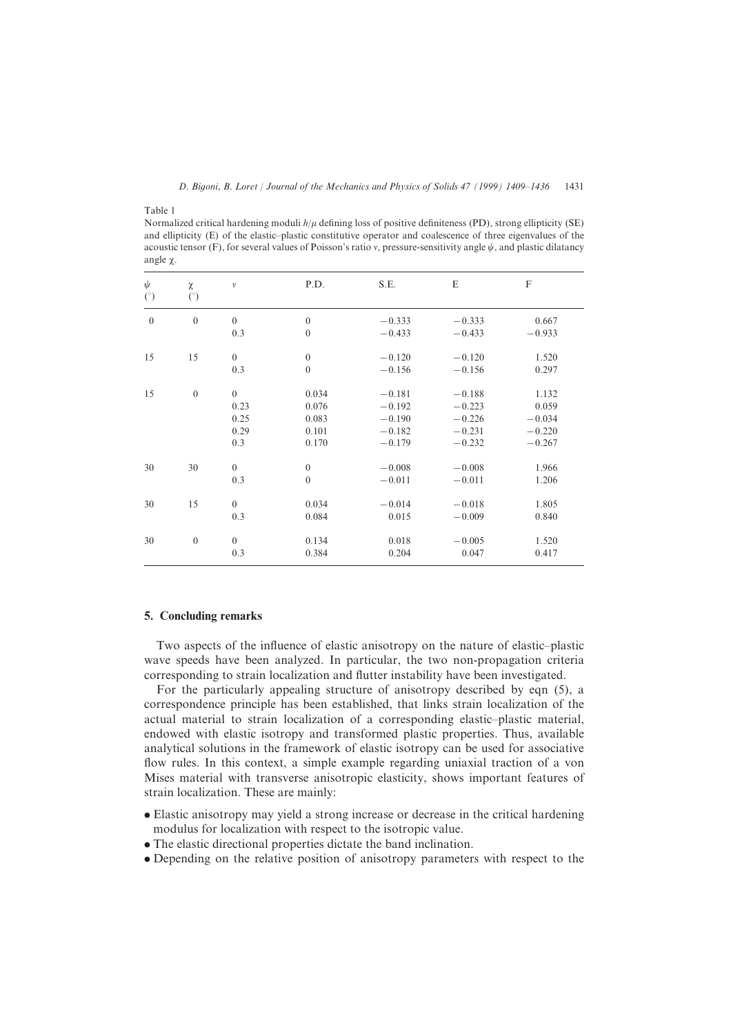Table 1

Normalized critical hardening moduli $h/\mu$ defining loss of positive definiteness (PD), strong ellipticity (SE) and ellipticity (E) of the elastic–plastic constitutive operator and coalescence of three eigenvalues of the acoustic tensor (F), for several values of Poisson's ratio $\nu$, pressure-sensitivity angle $\psi$, and plastic dilatancy angle $\chi$.

| $\psi$ (°) | $\chi$ (°) | $\nu$ | P.D. | S.E. | E | F |
|---|---|---|---|---|---|---|
| 0 | 0 | 0 | 0 | −0.333 | −0.333 | 0.667 |
| | | 0.3 | 0 | −0.433 | −0.433 | −0.933 |
| 15 | 15 | 0 | 0 | −0.120 | −0.120 | 1.520 |
| | | 0.3 | 0 | −0.156 | −0.156 | 0.297 |
| 15 | 0 | 0 | 0.034 | −0.181 | −0.188 | 1.132 |
| | | 0.23 | 0.076 | −0.192 | −0.223 | 0.059 |
| | | 0.25 | 0.083 | −0.190 | −0.226 | −0.034 |
| | | 0.29 | 0.101 | −0.182 | −0.231 | −0.220 |
| | | 0.3 | 0.170 | −0.179 | −0.232 | −0.267 |
| 30 | 30 | 0 | 0 | −0.008 | −0.008 | 1.966 |
| | | 0.3 | 0 | −0.011 | −0.011 | 1.206 |
| 30 | 15 | 0 | 0.034 | −0.014 | −0.018 | 1.805 |
| | | 0.3 | 0.084 | 0.015 | −0.009 | 0.840 |
| 30 | 0 | 0 | 0.134 | 0.018 | −0.005 | 1.520 |
| | | 0.3 | 0.384 | 0.204 | 0.047 | 0.417 |

## 5. Concluding remarks

Two aspects of the influence of elastic anisotropy on the nature of elastic–plastic wave speeds have been analyzed. In particular, the two non-propagation criteria corresponding to strain localization and flutter instability have been investigated.

For the particularly appealing structure of anisotropy described by eqn (5), a correspondence principle has been established, that links strain localization of the actual material to strain localization of a corresponding elastic–plastic material, endowed with elastic isotropy and transformed plastic properties. Thus, available analytical solutions in the framework of elastic isotropy can be used for associative flow rules. In this context, a simple example regarding uniaxial traction of a von Mises material with transverse anisotropic elasticity, shows important features of strain localization. These are mainly:

- Elastic anisotropy may yield a strong increase or decrease in the critical hardening modulus for localization with respect to the isotropic value.
- The elastic directional properties dictate the band inclination.
- Depending on the relative position of anisotropy parameters with respect to the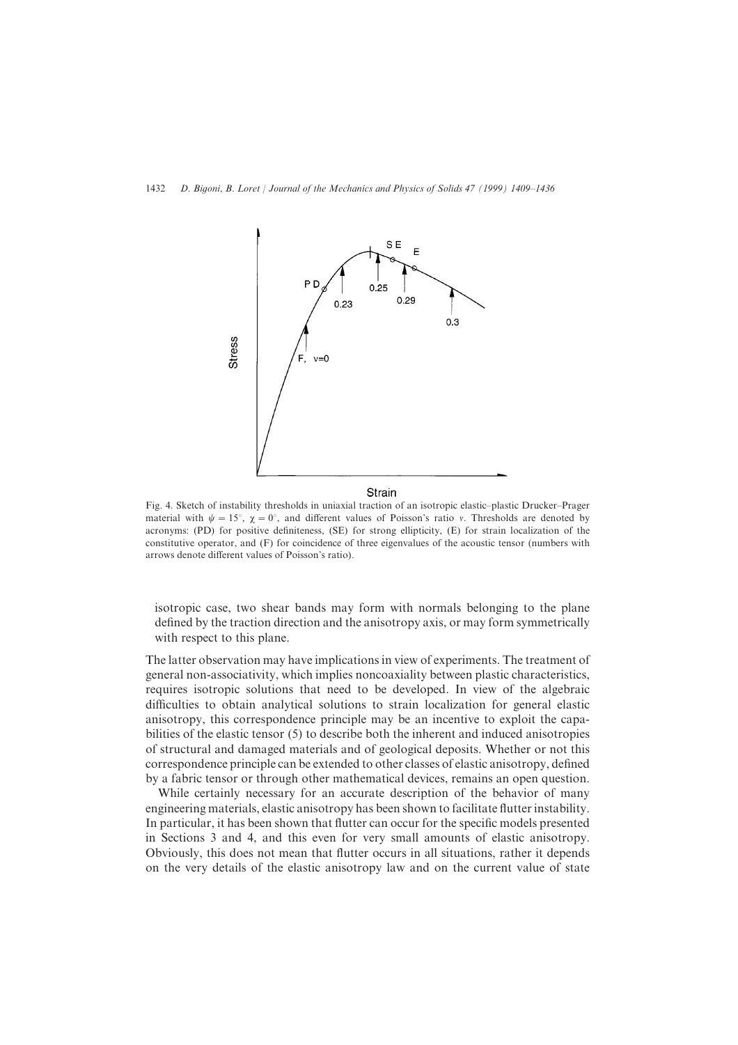Stress

Strain

PD

0.23

0.25

SE

E

0.29

0.3

F, $\nu=0$

Fig. 4. Sketch of instability thresholds in uniaxial traction of an isotropic elastic–plastic Drucker–Prager material with $\psi = 15^\circ$, $\chi = 0^\circ$, and different values of Poisson's ratio $\nu$. Thresholds are denoted by acronyms: (PD) for positive definiteness, (SE) for strong ellipticity, (E) for strain localization of the constitutive operator, and (F) for coincidence of three eigenvalues of the acoustic tensor (numbers with arrows denote different values of Poisson's ratio).

isotropic case, two shear bands may form with normals belonging to the plane defined by the traction direction and the anisotropy axis, or may form symmetrically with respect to this plane.

The latter observation may have implications in view of experiments. The treatment of general non-associativity, which implies noncoaxiality between plastic characteristics, requires isotropic solutions that need to be developed. In view of the algebraic difficulties to obtain analytical solutions to strain localization for general elastic anisotropy, this correspondence principle may be an incentive to exploit the capabilities of the elastic tensor (5) to describe both the inherent and induced anisotropies of structural and damaged materials and of geological deposits. Whether or not this correspondence principle can be extended to other classes of elastic anisotropy, defined by a fabric tensor or through other mathematical devices, remains an open question.

While certainly necessary for an accurate description of the behavior of many engineering materials, elastic anisotropy has been shown to facilitate flutter instability. In particular, it has been shown that flutter can occur for the specific models presented in Sections 3 and 4, and this even for very small amounts of elastic anisotropy. Obviously, this does not mean that flutter occurs in all situations, rather it depends on the very details of the elastic anisotropy law and on the current value of state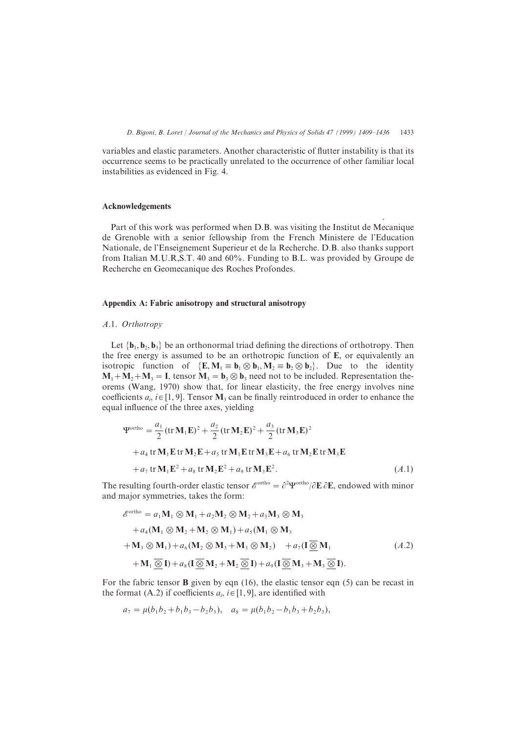variables and elastic parameters. Another characteristic of flutter instability is that its occurrence seems to be practically unrelated to the occurrence of other familiar local instabilities as evidenced in Fig. 4.

## Acknowledgements

Part of this work was performed when D.B. was visiting the Institut de Mécanique de Grenoble with a senior fellowship from the French Ministere de l'Education Nationale, de l'Enseignement Superieur et de la Recherche. D.B. also thanks support from Italian M.U.R.S.T. 40 and 60%. Funding to B.L. was provided by Groupe de Recherche en Geomecanique des Roches Profondes.

## Appendix A: Fabric anisotropy and structural anisotropy

### *A.1. Orthotropy*

Let $\{\mathbf{b}_1, \mathbf{b}_2, \mathbf{b}_3\}$ be an orthonormal triad defining the directions of orthotropy. Then the free energy is assumed to be an orthotropic function of $\mathbf{E}$, or equivalently an isotropic function of $\{\mathbf{E}, \mathbf{M}_1 \equiv \mathbf{b}_1 \otimes \mathbf{b}_1, \mathbf{M}_2 \equiv \mathbf{b}_2 \otimes \mathbf{b}_2\}$. Due to the identity $\mathbf{M}_1 + \mathbf{M}_2 + \mathbf{M}_3 = \mathbf{I}$, tensor $\mathbf{M}_3 = \mathbf{b}_3 \otimes \mathbf{b}_3$ need not to be included. Representation theorems (Wang, 1970) show that, for linear elasticity, the free energy involves nine coefficients $a_i$, $i \in [1, 9]$. Tensor $\mathbf{M}_3$ can be finally reintroduced in order to enhance the equal influence of the three axes, yielding

$$
\begin{aligned}
\Psi^{\text{ortho}} &= \frac{a_1}{2}(\operatorname{tr} \mathbf{M}_1 \mathbf{E})^2 + \frac{a_2}{2}(\operatorname{tr} \mathbf{M}_2 \mathbf{E})^2 + \frac{a_3}{2}(\operatorname{tr} \mathbf{M}_3 \mathbf{E})^2 \\
&\quad + a_4 \operatorname{tr} \mathbf{M}_1 \mathbf{E} \operatorname{tr} \mathbf{M}_2 \mathbf{E} + a_5 \operatorname{tr} \mathbf{M}_1 \mathbf{E} \operatorname{tr} \mathbf{M}_3 \mathbf{E} + a_6 \operatorname{tr} \mathbf{M}_2 \mathbf{E} \operatorname{tr} \mathbf{M}_3 \mathbf{E} \\
&\quad + a_7 \operatorname{tr} \mathbf{M}_1 \mathbf{E}^2 + a_8 \operatorname{tr} \mathbf{M}_2 \mathbf{E}^2 + a_9 \operatorname{tr} \mathbf{M}_3 \mathbf{E}^2. \qquad (A.1)
\end{aligned}
$$

The resulting fourth-order elastic tensor $\mathscr{E}^{\text{ortho}} = \partial^2 \Psi^{\text{ortho}} / \partial \mathbf{E}\, \partial \mathbf{E}$, endowed with minor and major symmetries, takes the form:

$$
\begin{aligned}
\mathscr{E}^{\text{ortho}} &= a_1 \mathbf{M}_1 \otimes \mathbf{M}_1 + a_2 \mathbf{M}_2 \otimes \mathbf{M}_2 + a_3 \mathbf{M}_3 \otimes \mathbf{M}_3 \\
&\quad + a_4 (\mathbf{M}_1 \otimes \mathbf{M}_2 + \mathbf{M}_2 \otimes \mathbf{M}_1) + a_5 (\mathbf{M}_1 \otimes \mathbf{M}_3 \\
&\quad + \mathbf{M}_3 \otimes \mathbf{M}_1) + a_6 (\mathbf{M}_2 \otimes \mathbf{M}_3 + \mathbf{M}_3 \otimes \mathbf{M}_2) \quad + a_7 (\mathbf{I} \,\overline{\underline{\otimes}}\, \mathbf{M}_1 \qquad (A.2) \\
&\quad + \mathbf{M}_1 \,\overline{\underline{\otimes}}\, \mathbf{I}) + a_8 (\mathbf{I} \,\overline{\underline{\otimes}}\, \mathbf{M}_2 + \mathbf{M}_2 \,\overline{\underline{\otimes}}\, \mathbf{I}) + a_9 (\mathbf{I} \,\overline{\underline{\otimes}}\, \mathbf{M}_3 + \mathbf{M}_3 \,\overline{\underline{\otimes}}\, \mathbf{I}).
\end{aligned}
$$

For the fabric tensor $\mathbf{B}$ given by eqn (16), the elastic tensor eqn (5) can be recast in the format (A.2) if coefficients $a_i$, $i \in [1, 9]$, are identified with

$$
a_7 = \mu(b_1 b_2 + b_1 b_3 - b_2 b_3), \quad a_8 = \mu(b_1 b_2 - b_1 b_3 + b_2 b_3),
$$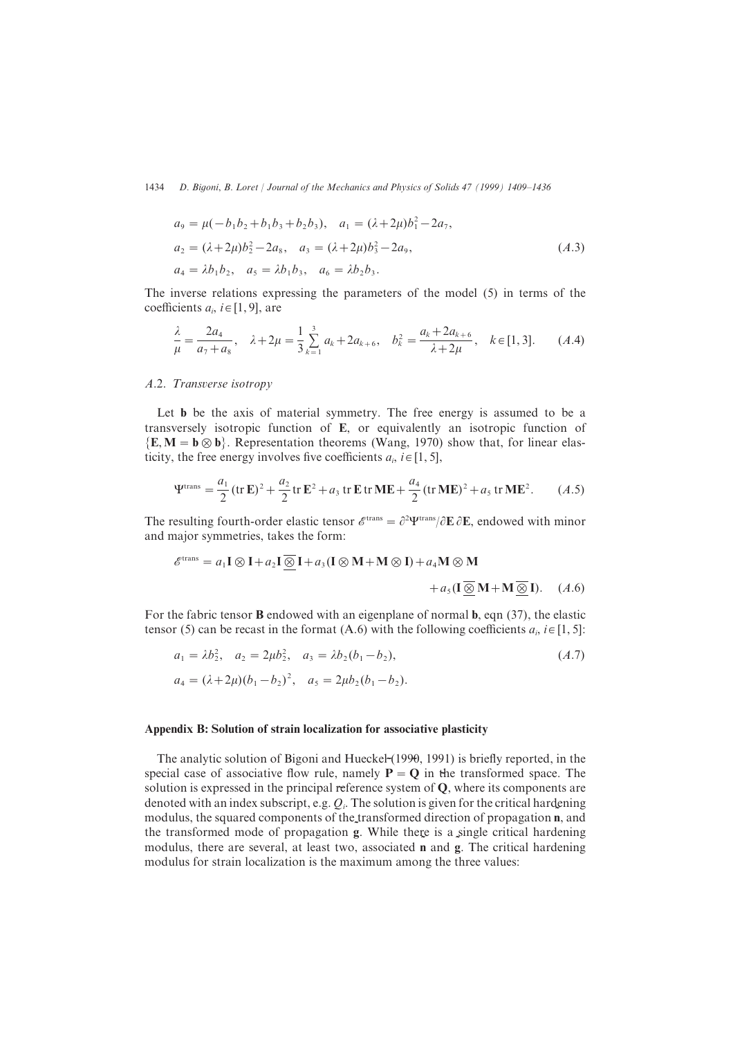$$a_9 = \mu(-b_1 b_2 + b_1 b_3 + b_2 b_3), \quad a_1 = (\lambda + 2\mu) b_1^2 - 2a_7,$$

$$a_2 = (\lambda + 2\mu) b_2^2 - 2a_8, \quad a_3 = (\lambda + 2\mu) b_3^2 - 2a_9, \tag{A.3}$$

$$a_4 = \lambda b_1 b_2, \quad a_5 = \lambda b_1 b_3, \quad a_6 = \lambda b_2 b_3.$$

The inverse relations expressing the parameters of the model (5) in terms of the coefficients $a_i$, $i \in [1, 9]$, are

$$\frac{\lambda}{\mu} = \frac{2a_4}{a_7 + a_8}, \quad \lambda + 2\mu = \frac{1}{3} \sum_{k=1}^{3} a_k + 2a_{k+6}, \quad b_k^2 = \frac{a_k + 2a_{k+6}}{\lambda + 2\mu}, \quad k \in [1, 3]. \tag{A.4}$$

### A.2. *Transverse isotropy*

Let $\mathbf{b}$ be the axis of material symmetry. The free energy is assumed to be a transversely isotropic function of $\mathbf{E}$, or equivalently an isotropic function of $\{\mathbf{E}, \mathbf{M} = \mathbf{b} \otimes \mathbf{b}\}$. Representation theorems (Wang, 1970) show that, for linear elasticity, the free energy involves five coefficients $a_i$, $i \in [1, 5]$,

$$\Psi^{\text{trans}} = \frac{a_1}{2} (\operatorname{tr} \mathbf{E})^2 + \frac{a_2}{2} \operatorname{tr} \mathbf{E}^2 + a_3 \operatorname{tr} \mathbf{E} \operatorname{tr} \mathbf{ME} + \frac{a_4}{2} (\operatorname{tr} \mathbf{ME})^2 + a_5 \operatorname{tr} \mathbf{ME}^2. \tag{A.5}$$

The resulting fourth-order elastic tensor $\mathscr{E}^{\text{trans}} = \partial^2 \Psi^{\text{trans}} / \partial \mathbf{E}\, \partial \mathbf{E}$, endowed with minor and major symmetries, takes the form:

$$\mathscr{E}^{\text{trans}} = a_1 \mathbf{I} \otimes \mathbf{I} + a_2 \mathbf{I} \,\overline{\underline{\otimes}}\, \mathbf{I} + a_3 (\mathbf{I} \otimes \mathbf{M} + \mathbf{M} \otimes \mathbf{I}) + a_4 \mathbf{M} \otimes \mathbf{M} + a_5 (\mathbf{I} \,\overline{\underline{\otimes}}\, \mathbf{M} + \mathbf{M} \,\overline{\underline{\otimes}}\, \mathbf{I}). \tag{A.6}$$

For the fabric tensor $\mathbf{B}$ endowed with an eigenplane of normal $\mathbf{b}$, eqn (37), the elastic tensor (5) can be recast in the format (A.6) with the following coefficients $a_i$, $i \in [1, 5]$:

$$a_1 = \lambda b_2^2, \quad a_2 = 2\mu b_2^2, \quad a_3 = \lambda b_2 (b_1 - b_2), \tag{A.7}$$

$$a_4 = (\lambda + 2\mu)(b_1 - b_2)^2, \quad a_5 = 2\mu b_2 (b_1 - b_2).$$

## Appendix B: Solution of strain localization for associative plasticity

The analytic solution of Bigoni and Hueckel (1990, 1991) is briefly reported, in the special case of associative flow rule, namely $\mathbf{P} = \mathbf{Q}$ in the transformed space. The solution is expressed in the principal reference system of $\mathbf{Q}$, where its components are denoted with an index subscript, e.g. $Q_i$. The solution is given for the critical hardening modulus, the squared components of the transformed direction of propagation $\mathbf{n}$, and the transformed mode of propagation $\mathbf{g}$. While there is a single critical hardening modulus, there are several, at least two, associated $\mathbf{n}$ and $\mathbf{g}$. The critical hardening modulus for strain localization is the maximum among the three values: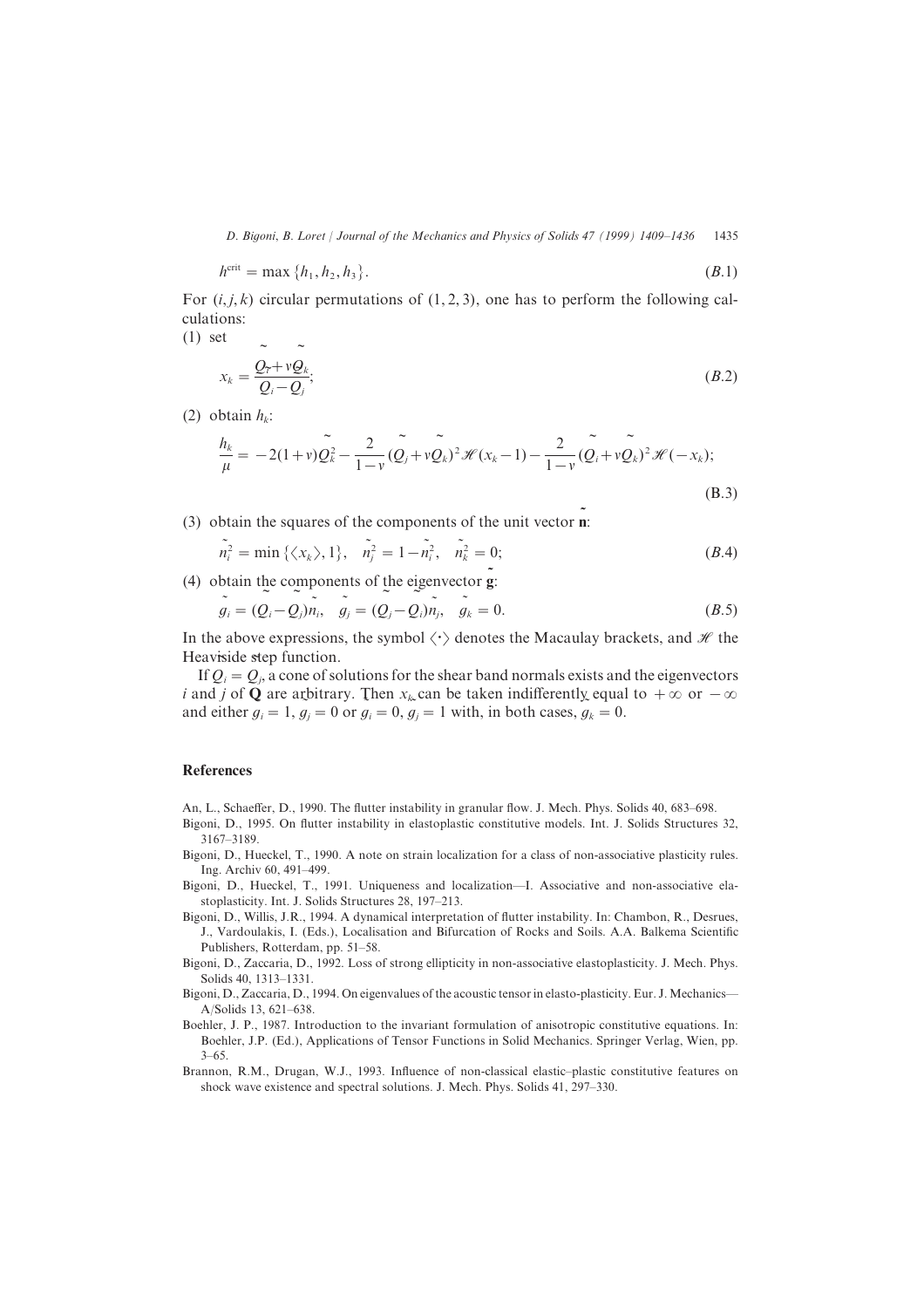$$h^{\text{crit}} = \max\{h_1, h_2, h_3\}. \tag{B.1}$$

For $(i, j, k)$ circular permutations of $(1, 2, 3)$, one has to perform the following calculations:

(1) set

$$x_k = \frac{\tilde{Q}_i + v\tilde{Q}_k}{\tilde{Q}_i - \tilde{Q}_j}; \tag{B.2}$$

(2) obtain $h_k$:

$$\frac{h_k}{\mu} = -2(1+v)\tilde{Q}_k^2 - \frac{2}{1-v}(\tilde{Q}_j + v\tilde{Q}_k)^2 \mathscr{H}(x_k - 1) - \frac{2}{1-v}(\tilde{Q}_i + v\tilde{Q}_k)^2 \mathscr{H}(-x_k); \tag{B.3}$$

(3) obtain the squares of the components of the unit vector $\tilde{\mathbf{n}}$:

$$\tilde{n}_i^2 = \min\{\langle x_k \rangle, 1\}, \quad \tilde{n}_j^2 = 1 - \tilde{n}_i^2, \quad \tilde{n}_k^2 = 0; \tag{B.4}$$

(4) obtain the components of the eigenvector $\tilde{\mathbf{g}}$:

$$\tilde{g}_i = (\tilde{Q}_i - \tilde{Q}_j)\tilde{n}_i, \quad \tilde{g}_j = (\tilde{Q}_j - \tilde{Q}_i)\tilde{n}_j, \quad \tilde{g}_k = 0. \tag{B.5}$$

In the above expressions, the symbol $\langle\cdot\rangle$ denotes the Macaulay brackets, and $\mathscr{H}$ the Heaviside step function.

If $\tilde{Q}_i = \tilde{Q}_j$, a cone of solutions for the shear band normals exists and the eigenvectors $i$ and $j$ of $\mathbf{Q}$ are arbitrary. Then $\tilde{x}_k$ can be taken indifferently equal to $+\infty$ or $-\infty$ and either $g_i = 1$, $g_j = 0$ or $g_i = 0$, $g_j = 1$ with, in both cases, $g_k = 0$.

## References

An, L., Schaeffer, D., 1990. The flutter instability in granular flow. J. Mech. Phys. Solids 40, 683–698.

Bigoni, D., 1995. On flutter instability in elastoplastic constitutive models. Int. J. Solids Structures 32, 3167–3189.

Bigoni, D., Hueckel, T., 1990. A note on strain localization for a class of non-associative plasticity rules. Ing. Archiv 60, 491–499.

Bigoni, D., Hueckel, T., 1991. Uniqueness and localization—I. Associative and non-associative elastoplasticity. Int. J. Solids Structures 28, 197–213.

Bigoni, D., Willis, J.R., 1994. A dynamical interpretation of flutter instability. In: Chambon, R., Desrues, J., Vardoulakis, I. (Eds.), Localisation and Bifurcation of Rocks and Soils. A.A. Balkema Scientific Publishers, Rotterdam, pp. 51–58.

Bigoni, D., Zaccaria, D., 1992. Loss of strong ellipticity in non-associative elastoplasticity. J. Mech. Phys. Solids 40, 1313–1331.

Bigoni, D., Zaccaria, D., 1994. On eigenvalues of the acoustic tensor in elasto-plasticity. Eur. J. Mechanics—A/Solids 13, 621–638.

Boehler, J. P., 1987. Introduction to the invariant formulation of anisotropic constitutive equations. In: Boehler, J.P. (Ed.), Applications of Tensor Functions in Solid Mechanics. Springer Verlag, Wien, pp. 3–65.

Brannon, R.M., Drugan, W.J., 1993. Influence of non-classical elastic–plastic constitutive features on shock wave existence and spectral solutions. J. Mech. Phys. Solids 41, 297–330.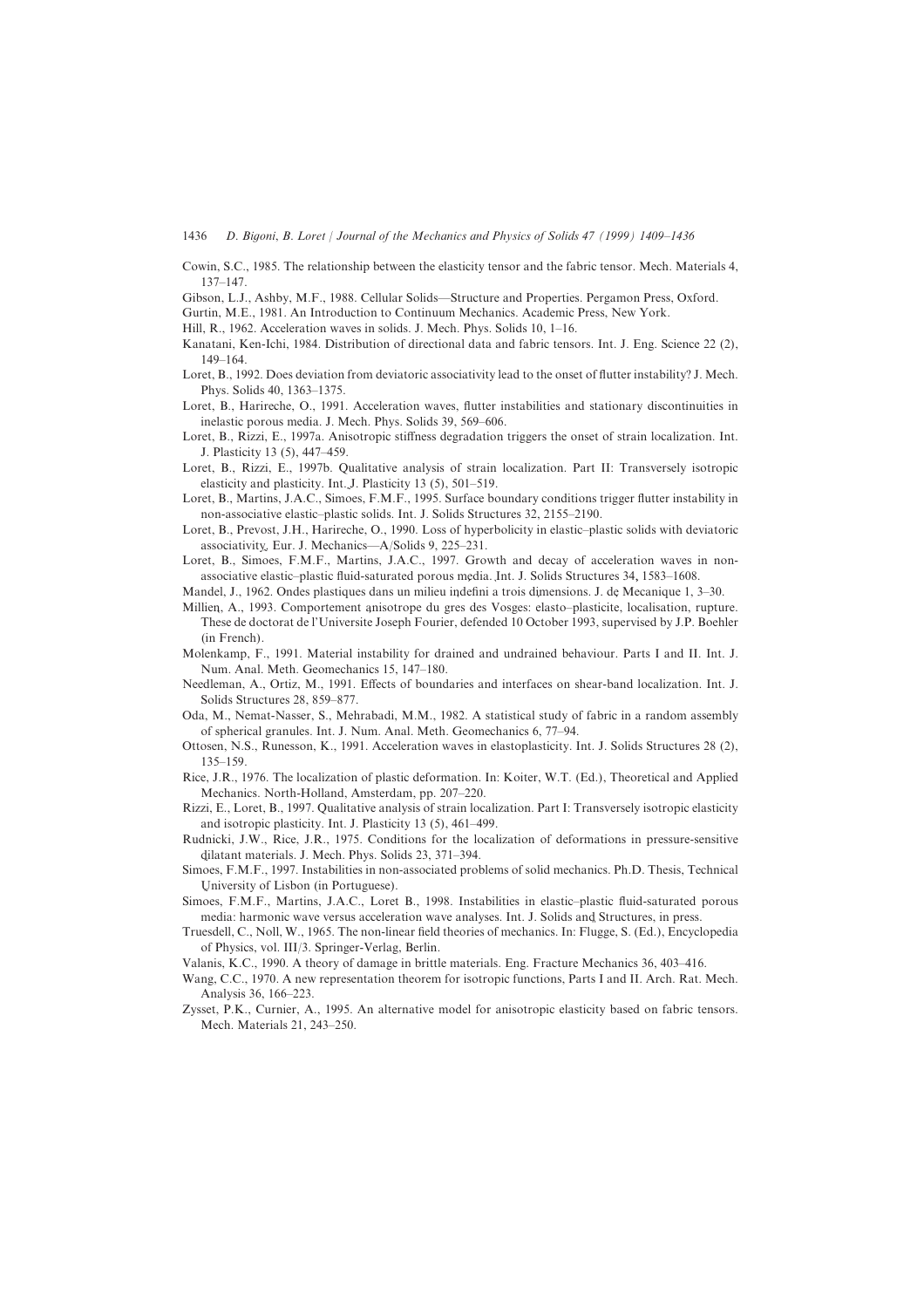Cowin, S.C., 1985. The relationship between the elasticity tensor and the fabric tensor. Mech. Materials 4, 137–147.

Gibson, L.J., Ashby, M.F., 1988. Cellular Solids—Structure and Properties. Pergamon Press, Oxford.

Gurtin, M.E., 1981. An Introduction to Continuum Mechanics. Academic Press, New York.

Hill, R., 1962. Acceleration waves in solids. J. Mech. Phys. Solids 10, 1–16.

Kanatani, Ken-Ichi, 1984. Distribution of directional data and fabric tensors. Int. J. Eng. Science 22 (2), 149–164.

Loret, B., 1992. Does deviation from deviatoric associativity lead to the onset of flutter instability? J. Mech. Phys. Solids 40, 1363–1375.

Loret, B., Harireche, O., 1991. Acceleration waves, flutter instabilities and stationary discontinuities in inelastic porous media. J. Mech. Phys. Solids 39, 569–606.

Loret, B., Rizzi, E., 1997a. Anisotropic stiffness degradation triggers the onset of strain localization. Int. J. Plasticity 13 (5), 447–459.

Loret, B., Rizzi, E., 1997b. Qualitative analysis of strain localization. Part II: Transversely isotropic elasticity and plasticity. Int. J. Plasticity 13 (5), 501–519.

Loret, B., Martins, J.A.C., Simoes, F.M.F., 1995. Surface boundary conditions trigger flutter instability in non-associative elastic–plastic solids. Int. J. Solids Structures 32, 2155–2190.

Loret, B., Prevost, J.H., Harireche, O., 1990. Loss of hyperbolicity in elastic–plastic solids with deviatoric associativity. Eur. J. Mechanics—A/Solids 9, 225–231.

Loret, B., Simoes, F.M.F., Martins, J.A.C., 1997. Growth and decay of acceleration waves in non-associative elastic–plastic fluid-saturated porous media. Int. J. Solids Structures 34, 1583–1608.

Mandel, J., 1962. Ondes plastiques dans un milieu indefini a trois dimensions. J. de Mecanique 1, 3–30.

Millien, A., 1993. Comportement anisotrope du gres des Vosges: elasto–plasticite, localisation, rupture. These de doctorat de l'Universite Joseph Fourier, defended 10 October 1993, supervised by J.P. Boehler (in French).

Molenkamp, F., 1991. Material instability for drained and undrained behaviour. Parts I and II. Int. J. Num. Anal. Meth. Geomechanics 15, 147–180.

Needleman, A., Ortiz, M., 1991. Effects of boundaries and interfaces on shear-band localization. Int. J. Solids Structures 28, 859–877.

Oda, M., Nemat-Nasser, S., Mehrabadi, M.M., 1982. A statistical study of fabric in a random assembly of spherical granules. Int. J. Num. Anal. Meth. Geomechanics 6, 77–94.

Ottosen, N.S., Runesson, K., 1991. Acceleration waves in elastoplasticity. Int. J. Solids Structures 28 (2), 135–159.

Rice, J.R., 1976. The localization of plastic deformation. In: Koiter, W.T. (Ed.), Theoretical and Applied Mechanics. North-Holland, Amsterdam, pp. 207–220.

Rizzi, E., Loret, B., 1997. Qualitative analysis of strain localization. Part I: Transversely isotropic elasticity and isotropic plasticity. Int. J. Plasticity 13 (5), 461–499.

Rudnicki, J.W., Rice, J.R., 1975. Conditions for the localization of deformations in pressure-sensitive dilatant materials. J. Mech. Phys. Solids 23, 371–394.

Simoes, F.M.F., 1997. Instabilities in non-associated problems of solid mechanics. Ph.D. Thesis, Technical University of Lisbon (in Portuguese).

Simoes, F.M.F., Martins, J.A.C., Loret B., 1998. Instabilities in elastic–plastic fluid-saturated porous media: harmonic wave versus acceleration wave analyses. Int. J. Solids and Structures, in press.

Truesdell, C., Noll, W., 1965. The non-linear field theories of mechanics. In: Flugge, S. (Ed.), Encyclopedia of Physics, vol. III/3. Springer-Verlag, Berlin.

Valanis, K.C., 1990. A theory of damage in brittle materials. Eng. Fracture Mechanics 36, 403–416.

Wang, C.C., 1970. A new representation theorem for isotropic functions, Parts I and II. Arch. Rat. Mech. Analysis 36, 166–223.

Zysset, P.K., Curnier, A., 1995. An alternative model for anisotropic elasticity based on fabric tensors. Mech. Materials 21, 243–250.